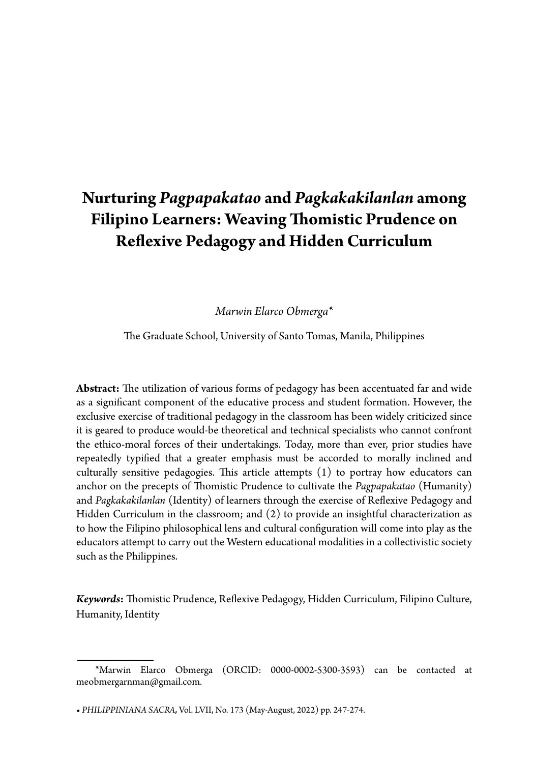# Nurturing *Pagpapakatao* and *Pagkakakilanlan* among Filipino Learners: Weaving Thomistic Prudence on Reflexive Pedagogy and Hidden Curriculum

*Marwin Elarco Obmerga**

The Graduate School, University of Santo Tomas, Manila, Philippines

**Abstract:** The utilization of various forms of pedagogy has been accentuated far and wide as a significant component of the educative process and student formation. However, the exclusive exercise of traditional pedagogy in the classroom has been widely criticized since it is geared to produce would-be theoretical and technical specialists who cannot confront the ethico-moral forces of their undertakings. Today, more than ever, prior studies have repeatedly typified that a greater emphasis must be accorded to morally inclined and culturally sensitive pedagogies. This article attempts (1) to portray how educators can anchor on the precepts of Thomistic Prudence to cultivate the *Pagpapakatao* (Humanity) and *Pagkakakilanlan* (Identity) of learners through the exercise of Reflexive Pedagogy and Hidden Curriculum in the classroom; and (2) to provide an insightful characterization as to how the Filipino philosophical lens and cultural configuration will come into play as the educators attempt to carry out the Western educational modalities in a collectivistic society such as the Philippines.

***Keywords*:** Thomistic Prudence, Reflexive Pedagogy, Hidden Curriculum, Filipino Culture, Humanity, Identity

*Marwin Elarco Obmerga (ORCID: 0000-0002-5300-3593) can be contacted at meobmergarnman@gmail.com.

• *PHILIPPINIANA SACRA*, Vol. LVII, No. 173 (May-August, 2022) pp. 247-274.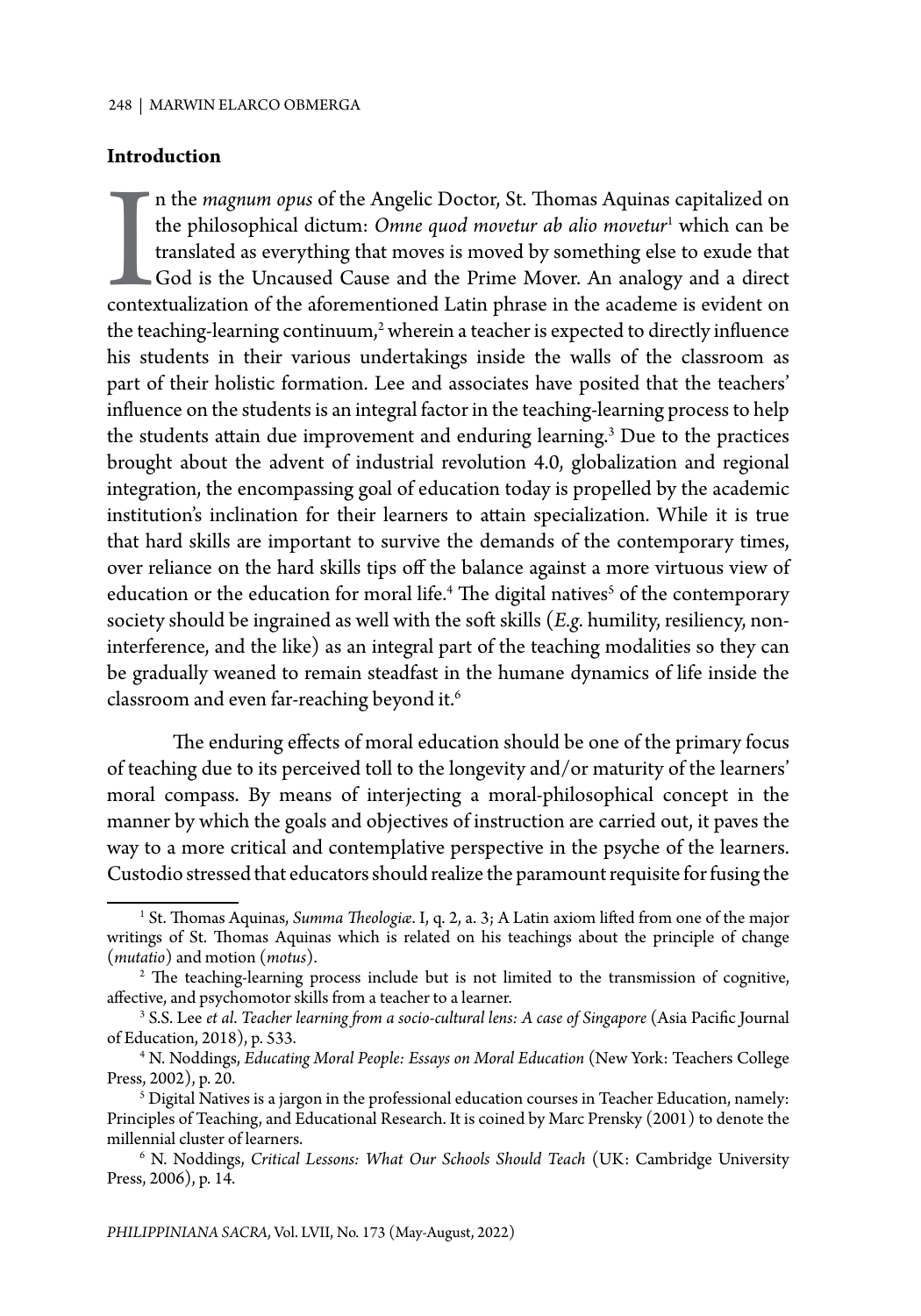## Introduction

In the *magnum opus* of the Angelic Doctor, St. Thomas Aquinas capitalized on the philosophical dictum: *Omne quod movetur ab alio movetur*[1] which can be translated as everything that moves is moved by something else to exude that God is the Uncaused Cause and the Prime Mover. An analogy and a direct contextualization of the aforementioned Latin phrase in the academe is evident on the teaching-learning continuum,[2] wherein a teacher is expected to directly influence his students in their various undertakings inside the walls of the classroom as part of their holistic formation. Lee and associates have posited that the teachers' influence on the students is an integral factor in the teaching-learning process to help the students attain due improvement and enduring learning.[3] Due to the practices brought about the advent of industrial revolution 4.0, globalization and regional integration, the encompassing goal of education today is propelled by the academic institution's inclination for their learners to attain specialization. While it is true that hard skills are important to survive the demands of the contemporary times, over reliance on the hard skills tips off the balance against a more virtuous view of education or the education for moral life.[4] The digital natives[5] of the contemporary society should be ingrained as well with the soft skills (*E.g.* humility, resiliency, non-interference, and the like) as an integral part of the teaching modalities so they can be gradually weaned to remain steadfast in the humane dynamics of life inside the classroom and even far-reaching beyond it.[6]

The enduring effects of moral education should be one of the primary focus of teaching due to its perceived toll to the longevity and/or maturity of the learners' moral compass. By means of interjecting a moral-philosophical concept in the manner by which the goals and objectives of instruction are carried out, it paves the way to a more critical and contemplative perspective in the psyche of the learners. Custodio stressed that educators should realize the paramount requisite for fusing the

---

[1] St. Thomas Aquinas, *Summa Theologiæ*. I, q. 2, a. 3; A Latin axiom lifted from one of the major writings of St. Thomas Aquinas which is related on his teachings about the principle of change (*mutatio*) and motion (*motus*).

[2] The teaching-learning process include but is not limited to the transmission of cognitive, affective, and psychomotor skills from a teacher to a learner.

[3] S.S. Lee *et al*. *Teacher learning from a socio-cultural lens: A case of Singapore* (Asia Pacific Journal of Education, 2018), p. 533.

[4] N. Noddings, *Educating Moral People: Essays on Moral Education* (New York: Teachers College Press, 2002), p. 20.

[5] Digital Natives is a jargon in the professional education courses in Teacher Education, namely: Principles of Teaching, and Educational Research. It is coined by Marc Prensky (2001) to denote the millennial cluster of learners.

[6] N. Noddings, *Critical Lessons: What Our Schools Should Teach* (UK: Cambridge University Press, 2006), p. 14.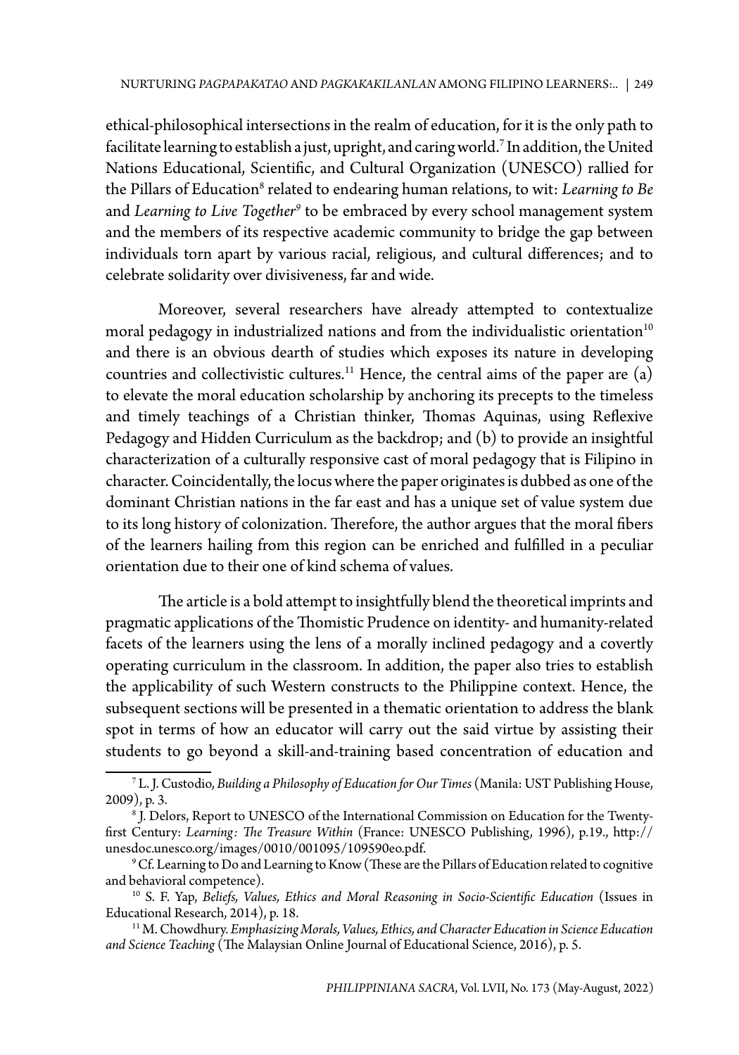ethical-philosophical intersections in the realm of education, for it is the only path to facilitate learning to establish a just, upright, and caring world.[7] In addition, the United Nations Educational, Scientific, and Cultural Organization (UNESCO) rallied for the Pillars of Education[8] related to endearing human relations, to wit: *Learning to Be* and *Learning to Live Together*[9] to be embraced by every school management system and the members of its respective academic community to bridge the gap between individuals torn apart by various racial, religious, and cultural differences; and to celebrate solidarity over divisiveness, far and wide.

Moreover, several researchers have already attempted to contextualize moral pedagogy in industrialized nations and from the individualistic orientation[10] and there is an obvious dearth of studies which exposes its nature in developing countries and collectivistic cultures.[11] Hence, the central aims of the paper are (a) to elevate the moral education scholarship by anchoring its precepts to the timeless and timely teachings of a Christian thinker, Thomas Aquinas, using Reflexive Pedagogy and Hidden Curriculum as the backdrop; and (b) to provide an insightful characterization of a culturally responsive cast of moral pedagogy that is Filipino in character. Coincidentally, the locus where the paper originates is dubbed as one of the dominant Christian nations in the far east and has a unique set of value system due to its long history of colonization. Therefore, the author argues that the moral fibers of the learners hailing from this region can be enriched and fulfilled in a peculiar orientation due to their one of kind schema of values.

The article is a bold attempt to insightfully blend the theoretical imprints and pragmatic applications of the Thomistic Prudence on identity- and humanity-related facets of the learners using the lens of a morally inclined pedagogy and a covertly operating curriculum in the classroom. In addition, the paper also tries to establish the applicability of such Western constructs to the Philippine context. Hence, the subsequent sections will be presented in a thematic orientation to address the blank spot in terms of how an educator will carry out the said virtue by assisting their students to go beyond a skill-and-training based concentration of education and

---

[7] L. J. Custodio, *Building a Philosophy of Education for Our Times* (Manila: UST Publishing House, 2009), p. 3.

[8] J. Delors, Report to UNESCO of the International Commission on Education for the Twenty-first Century: *Learning: The Treasure Within* (France: UNESCO Publishing, 1996), p.19., http://unesdoc.unesco.org/images/0010/001095/109590eo.pdf.

[9] Cf. Learning to Do and Learning to Know (These are the Pillars of Education related to cognitive and behavioral competence).

[10] S. F. Yap, *Beliefs, Values, Ethics and Moral Reasoning in Socio-Scientific Education* (Issues in Educational Research, 2014), p. 18.

[11] M. Chowdhury. *Emphasizing Morals, Values, Ethics, and Character Education in Science Education and Science Teaching* (The Malaysian Online Journal of Educational Science, 2016), p. 5.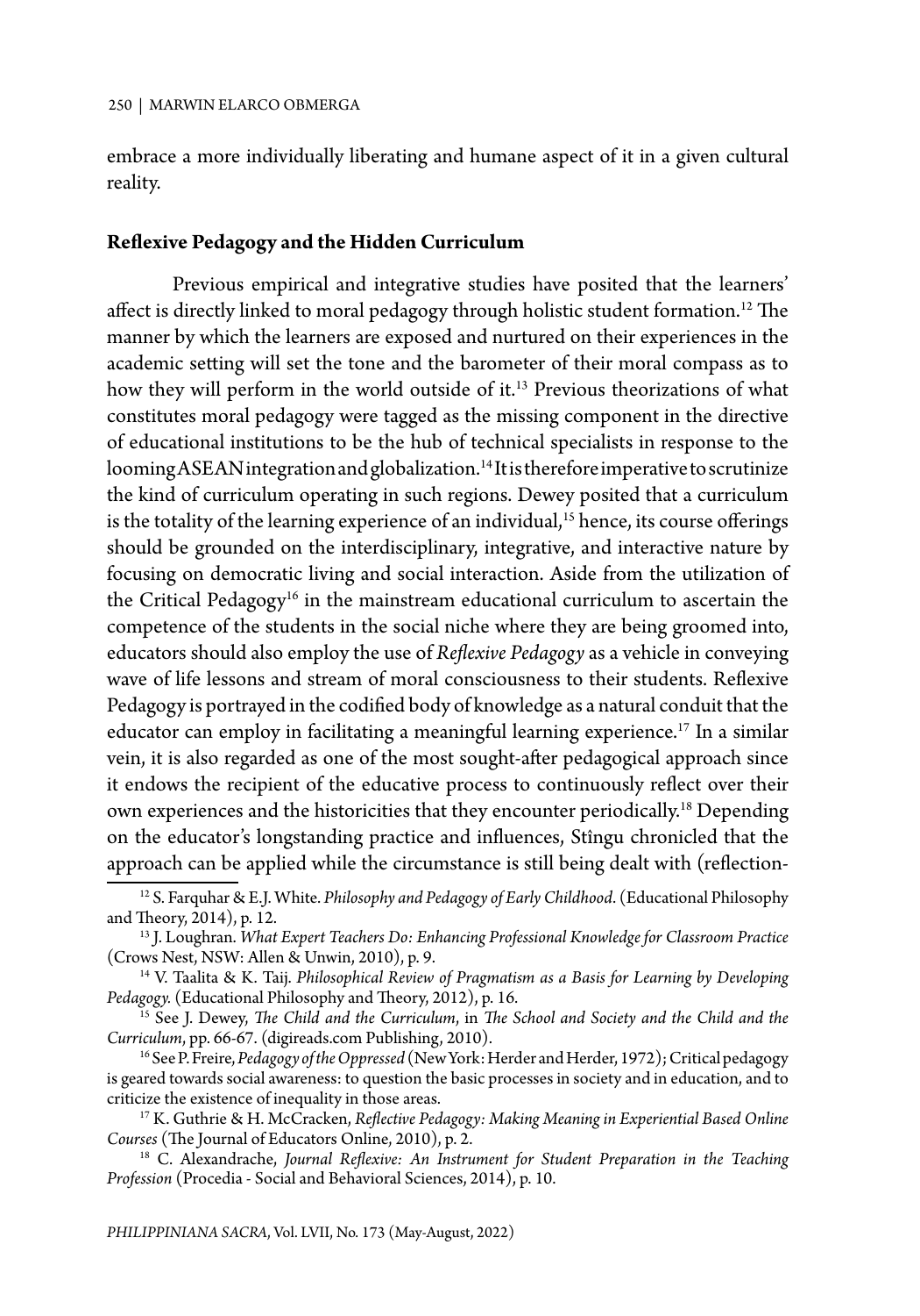embrace a more individually liberating and humane aspect of it in a given cultural reality.

**Reflexive Pedagogy and the Hidden Curriculum**

Previous empirical and integrative studies have posited that the learners' affect is directly linked to moral pedagogy through holistic student formation.[12] The manner by which the learners are exposed and nurtured on their experiences in the academic setting will set the tone and the barometer of their moral compass as to how they will perform in the world outside of it.[13] Previous theorizations of what constitutes moral pedagogy were tagged as the missing component in the directive of educational institutions to be the hub of technical specialists in response to the looming ASEAN integration and globalization.[14] It is therefore imperative to scrutinize the kind of curriculum operating in such regions. Dewey posited that a curriculum is the totality of the learning experience of an individual,[15] hence, its course offerings should be grounded on the interdisciplinary, integrative, and interactive nature by focusing on democratic living and social interaction. Aside from the utilization of the Critical Pedagogy[16] in the mainstream educational curriculum to ascertain the competence of the students in the social niche where they are being groomed into, educators should also employ the use of *Reflexive Pedagogy* as a vehicle in conveying wave of life lessons and stream of moral consciousness to their students. Reflexive Pedagogy is portrayed in the codified body of knowledge as a natural conduit that the educator can employ in facilitating a meaningful learning experience.[17] In a similar vein, it is also regarded as one of the most sought-after pedagogical approach since it endows the recipient of the educative process to continuously reflect over their own experiences and the historicities that they encounter periodically.[18] Depending on the educator's longstanding practice and influences, Stîngu chronicled that the approach can be applied while the circumstance is still being dealt with (reflection-

---

[12] S. Farquhar & E.J. White. *Philosophy and Pedagogy of Early Childhood*. (Educational Philosophy and Theory, 2014), p. 12.

[13] J. Loughran. *What Expert Teachers Do: Enhancing Professional Knowledge for Classroom Practice* (Crows Nest, NSW: Allen & Unwin, 2010), p. 9.

[14] V. Taalita & K. Taij. *Philosophical Review of Pragmatism as a Basis for Learning by Developing Pedagogy.* (Educational Philosophy and Theory, 2012), p. 16.

[15] See J. Dewey, *The Child and the Curriculum*, in *The School and Society and the Child and the Curriculum*, pp. 66-67. (digireads.com Publishing, 2010).

[16] See P. Freire, *Pedagogy of the Oppressed* (New York: Herder and Herder, 1972); Critical pedagogy is geared towards social awareness: to question the basic processes in society and in education, and to criticize the existence of inequality in those areas.

[17] K. Guthrie & H. McCracken, *Reflective Pedagogy: Making Meaning in Experiential Based Online Courses* (The Journal of Educators Online, 2010), p. 2.

[18] C. Alexandrache, *Journal Reflexive: An Instrument for Student Preparation in the Teaching Profession* (Procedia - Social and Behavioral Sciences, 2014), p. 10.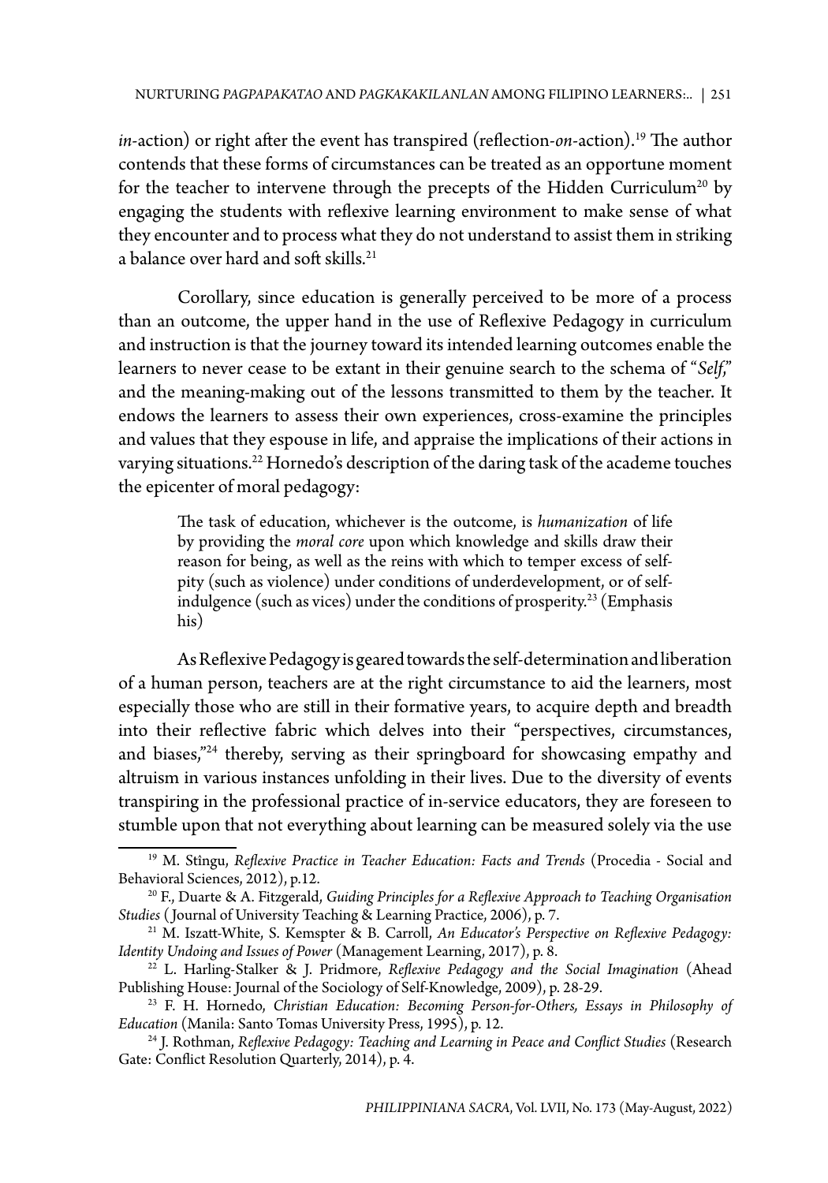*in*-action) or right after the event has transpired (reflection-*on*-action).[19] The author contends that these forms of circumstances can be treated as an opportune moment for the teacher to intervene through the precepts of the Hidden Curriculum[20] by engaging the students with reflexive learning environment to make sense of what they encounter and to process what they do not understand to assist them in striking a balance over hard and soft skills.[21]

Corollary, since education is generally perceived to be more of a process than an outcome, the upper hand in the use of Reflexive Pedagogy in curriculum and instruction is that the journey toward its intended learning outcomes enable the learners to never cease to be extant in their genuine search to the schema of "*Self*," and the meaning-making out of the lessons transmitted to them by the teacher. It endows the learners to assess their own experiences, cross-examine the principles and values that they espouse in life, and appraise the implications of their actions in varying situations.[22] Hornedo's description of the daring task of the academe touches the epicenter of moral pedagogy:

> The task of education, whichever is the outcome, is *humanization* of life by providing the *moral core* upon which knowledge and skills draw their reason for being, as well as the reins with which to temper excess of self-pity (such as violence) under conditions of underdevelopment, or of self-indulgence (such as vices) under the conditions of prosperity.[23] (Emphasis his)

As Reflexive Pedagogy is geared towards the self-determination and liberation of a human person, teachers are at the right circumstance to aid the learners, most especially those who are still in their formative years, to acquire depth and breadth into their reflective fabric which delves into their "perspectives, circumstances, and biases,"[24] thereby, serving as their springboard for showcasing empathy and altruism in various instances unfolding in their lives. Due to the diversity of events transpiring in the professional practice of in-service educators, they are foreseen to stumble upon that not everything about learning can be measured solely via the use

---

[19] M. Stîngu, *Reflexive Practice in Teacher Education: Facts and Trends* (Procedia - Social and Behavioral Sciences, 2012), p.12.

[20] F., Duarte & A. Fitzgerald, *Guiding Principles for a Reflexive Approach to Teaching Organisation Studies* (Journal of University Teaching & Learning Practice, 2006), p. 7.

[21] M. Iszatt-White, S. Kempster & B. Carroll, *An Educator's Perspective on Reflexive Pedagogy: Identity Undoing and Issues of Power* (Management Learning, 2017), p. 8.

[22] L. Harling-Stalker & J. Pridmore, *Reflexive Pedagogy and the Social Imagination* (Ahead Publishing House: Journal of the Sociology of Self-Knowledge, 2009), p. 28-29.

[23] F. H. Hornedo, *Christian Education: Becoming Person-for-Others, Essays in Philosophy of Education* (Manila: Santo Tomas University Press, 1995), p. 12.

[24] J. Rothman, *Reflexive Pedagogy: Teaching and Learning in Peace and Conflict Studies* (Research Gate: Conflict Resolution Quarterly, 2014), p. 4.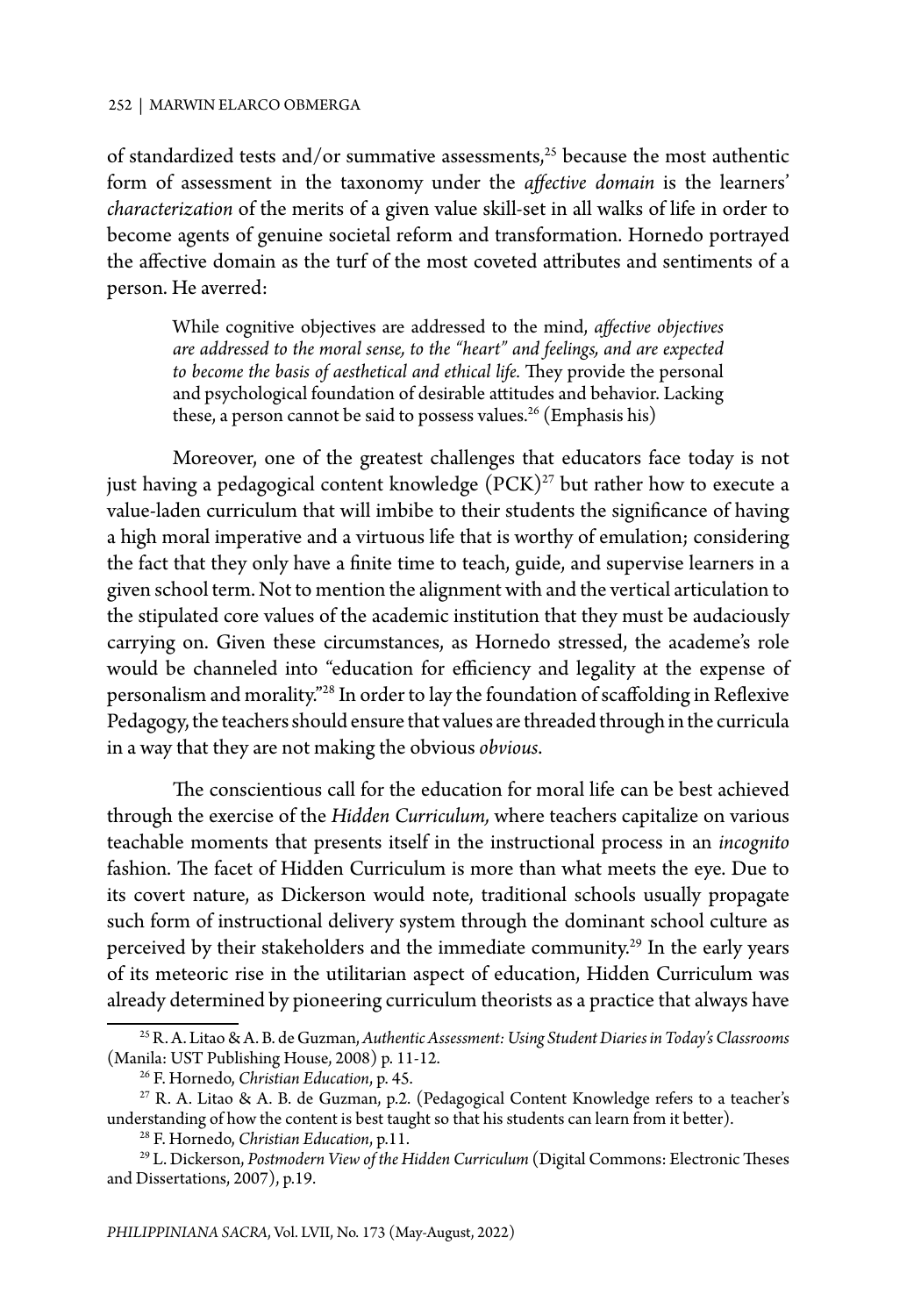of standardized tests and/or summative assessments,[25] because the most authentic form of assessment in the taxonomy under the *affective domain* is the learners' *characterization* of the merits of a given value skill-set in all walks of life in order to become agents of genuine societal reform and transformation. Hornedo portrayed the affective domain as the turf of the most coveted attributes and sentiments of a person. He averred:

> While cognitive objectives are addressed to the mind, *affective objectives are addressed to the moral sense, to the "heart" and feelings, and are expected to become the basis of aesthetical and ethical life.* They provide the personal and psychological foundation of desirable attitudes and behavior. Lacking these, a person cannot be said to possess values.[26] (Emphasis his)

Moreover, one of the greatest challenges that educators face today is not just having a pedagogical content knowledge (PCK)[27] but rather how to execute a value-laden curriculum that will imbibe to their students the significance of having a high moral imperative and a virtuous life that is worthy of emulation; considering the fact that they only have a finite time to teach, guide, and supervise learners in a given school term. Not to mention the alignment with and the vertical articulation to the stipulated core values of the academic institution that they must be audaciously carrying on. Given these circumstances, as Hornedo stressed, the academe's role would be channeled into "education for efficiency and legality at the expense of personalism and morality."[28] In order to lay the foundation of scaffolding in Reflexive Pedagogy, the teachers should ensure that values are threaded through in the curricula in a way that they are not making the obvious *obvious*.

The conscientious call for the education for moral life can be best achieved through the exercise of the *Hidden Curriculum,* where teachers capitalize on various teachable moments that presents itself in the instructional process in an *incognito* fashion. The facet of Hidden Curriculum is more than what meets the eye. Due to its covert nature, as Dickerson would note, traditional schools usually propagate such form of instructional delivery system through the dominant school culture as perceived by their stakeholders and the immediate community.[29] In the early years of its meteoric rise in the utilitarian aspect of education, Hidden Curriculum was already determined by pioneering curriculum theorists as a practice that always have

---

[25] R. A. Litao & A. B. de Guzman, *Authentic Assessment: Using Student Diaries in Today's Classrooms* (Manila: UST Publishing House, 2008) p. 11-12.

[26] F. Hornedo, *Christian Education*, p. 45.

[27] R. A. Litao & A. B. de Guzman, p.2. (Pedagogical Content Knowledge refers to a teacher's understanding of how the content is best taught so that his students can learn from it better).

[28] F. Hornedo, *Christian Education*, p.11.

[29] L. Dickerson, *Postmodern View of the Hidden Curriculum* (Digital Commons: Electronic Theses and Dissertations, 2007), p.19.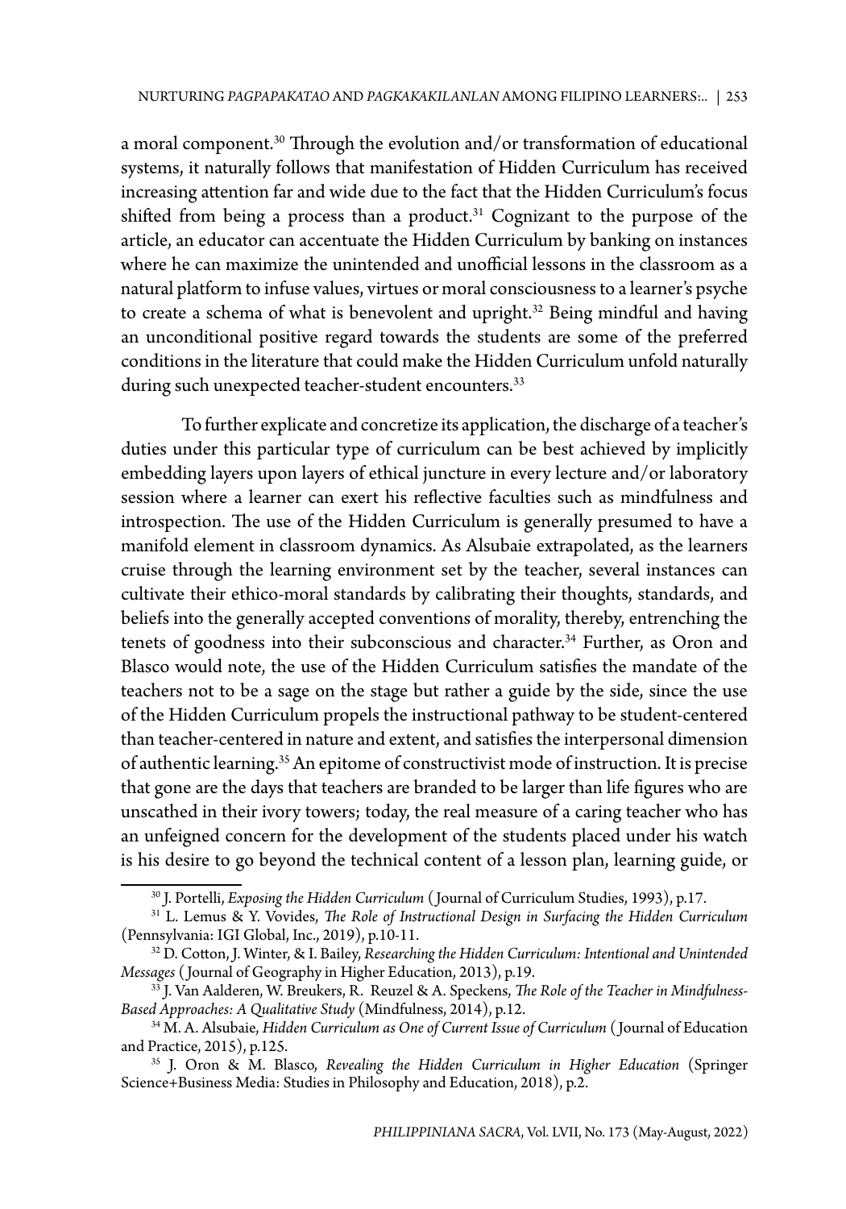a moral component.[30] Through the evolution and/or transformation of educational systems, it naturally follows that manifestation of Hidden Curriculum has received increasing attention far and wide due to the fact that the Hidden Curriculum's focus shifted from being a process than a product.[31] Cognizant to the purpose of the article, an educator can accentuate the Hidden Curriculum by banking on instances where he can maximize the unintended and unofficial lessons in the classroom as a natural platform to infuse values, virtues or moral consciousness to a learner's psyche to create a schema of what is benevolent and upright.[32] Being mindful and having an unconditional positive regard towards the students are some of the preferred conditions in the literature that could make the Hidden Curriculum unfold naturally during such unexpected teacher-student encounters.[33]

To further explicate and concretize its application, the discharge of a teacher's duties under this particular type of curriculum can be best achieved by implicitly embedding layers upon layers of ethical juncture in every lecture and/or laboratory session where a learner can exert his reflective faculties such as mindfulness and introspection. The use of the Hidden Curriculum is generally presumed to have a manifold element in classroom dynamics. As Alsubaie extrapolated, as the learners cruise through the learning environment set by the teacher, several instances can cultivate their ethico-moral standards by calibrating their thoughts, standards, and beliefs into the generally accepted conventions of morality, thereby, entrenching the tenets of goodness into their subconscious and character.[34] Further, as Oron and Blasco would note, the use of the Hidden Curriculum satisfies the mandate of the teachers not to be a sage on the stage but rather a guide by the side, since the use of the Hidden Curriculum propels the instructional pathway to be student-centered than teacher-centered in nature and extent, and satisfies the interpersonal dimension of authentic learning.[35] An epitome of constructivist mode of instruction. It is precise that gone are the days that teachers are branded to be larger than life figures who are unscathed in their ivory towers; today, the real measure of a caring teacher who has an unfeigned concern for the development of the students placed under his watch is his desire to go beyond the technical content of a lesson plan, learning guide, or

---

[30] J. Portelli, *Exposing the Hidden Curriculum* (Journal of Curriculum Studies, 1993), p.17.

[31] L. Lemus & Y. Vovides, *The Role of Instructional Design in Surfacing the Hidden Curriculum* (Pennsylvania: IGI Global, Inc., 2019), p.10-11.

[32] D. Cotton, J. Winter, & I. Bailey, *Researching the Hidden Curriculum: Intentional and Unintended Messages* (Journal of Geography in Higher Education, 2013), p.19.

[33] J. Van Aalderen, W. Breukers, R. Reuzel & A. Speckens, *The Role of the Teacher in Mindfulness-Based Approaches: A Qualitative Study* (Mindfulness, 2014), p.12.

[34] M. A. Alsubaie, *Hidden Curriculum as One of Current Issue of Curriculum* (Journal of Education and Practice, 2015), p.125.

[35] J. Oron & M. Blasco, *Revealing the Hidden Curriculum in Higher Education* (Springer Science+Business Media: Studies in Philosophy and Education, 2018), p.2.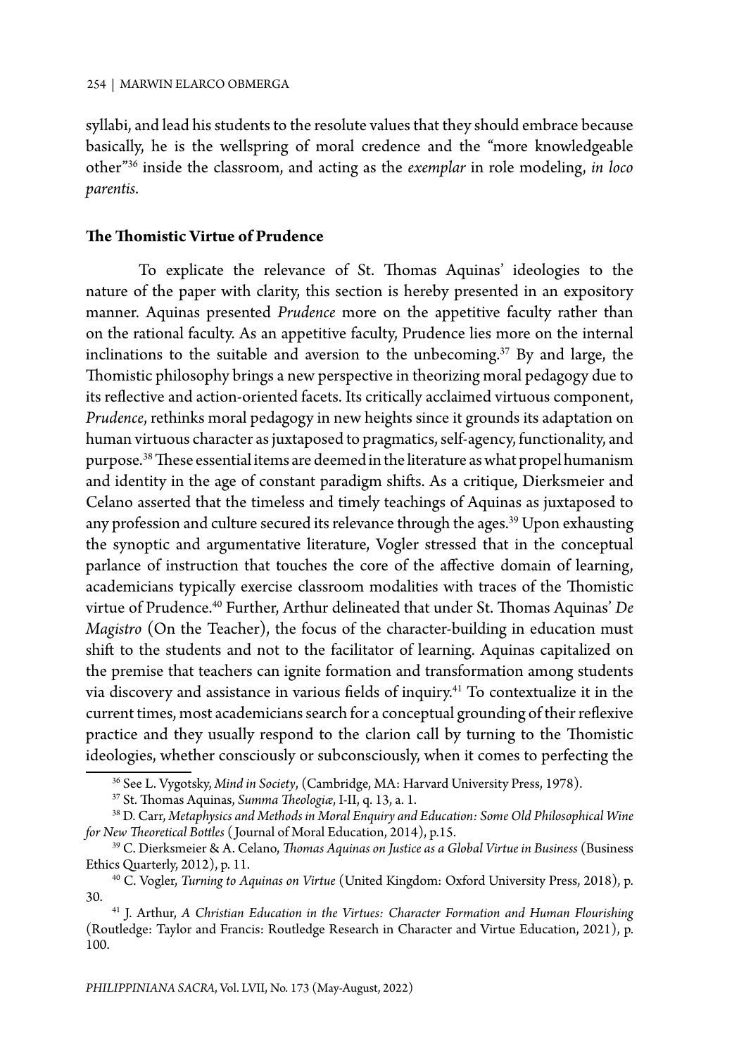syllabi, and lead his students to the resolute values that they should embrace because basically, he is the wellspring of moral credence and the "more knowledgeable other"[36] inside the classroom, and acting as the *exemplar* in role modeling, *in loco parentis*.

## The Thomistic Virtue of Prudence

To explicate the relevance of St. Thomas Aquinas' ideologies to the nature of the paper with clarity, this section is hereby presented in an expository manner. Aquinas presented *Prudence* more on the appetitive faculty rather than on the rational faculty. As an appetitive faculty, Prudence lies more on the internal inclinations to the suitable and aversion to the unbecoming.[37] By and large, the Thomistic philosophy brings a new perspective in theorizing moral pedagogy due to its reflective and action-oriented facets. Its critically acclaimed virtuous component, *Prudence*, rethinks moral pedagogy in new heights since it grounds its adaptation on human virtuous character as juxtaposed to pragmatics, self-agency, functionality, and purpose.[38] These essential items are deemed in the literature as what propel humanism and identity in the age of constant paradigm shifts. As a critique, Dierksmeier and Celano asserted that the timeless and timely teachings of Aquinas as juxtaposed to any profession and culture secured its relevance through the ages.[39] Upon exhausting the synoptic and argumentative literature, Vogler stressed that in the conceptual parlance of instruction that touches the core of the affective domain of learning, academicians typically exercise classroom modalities with traces of the Thomistic virtue of Prudence.[40] Further, Arthur delineated that under St. Thomas Aquinas' *De Magistro* (On the Teacher), the focus of the character-building in education must shift to the students and not to the facilitator of learning. Aquinas capitalized on the premise that teachers can ignite formation and transformation among students via discovery and assistance in various fields of inquiry.[41] To contextualize it in the current times, most academicians search for a conceptual grounding of their reflexive practice and they usually respond to the clarion call by turning to the Thomistic ideologies, whether consciously or subconsciously, when it comes to perfecting the

---

[36] See L. Vygotsky, *Mind in Society*, (Cambridge, MA: Harvard University Press, 1978).

[37] St. Thomas Aquinas, *Summa Theologiæ*, I-II, q. 13, a. 1.

[38] D. Carr, *Metaphysics and Methods in Moral Enquiry and Education: Some Old Philosophical Wine for New Theoretical Bottles* ( Journal of Moral Education, 2014), p.15.

[39] C. Dierksmeier & A. Celano, *Thomas Aquinas on Justice as a Global Virtue in Business* (Business Ethics Quarterly, 2012), p. 11.

[40] C. Vogler, *Turning to Aquinas on Virtue* (United Kingdom: Oxford University Press, 2018), p. 30.

[41] J. Arthur, *A Christian Education in the Virtues: Character Formation and Human Flourishing* (Routledge: Taylor and Francis: Routledge Research in Character and Virtue Education, 2021), p. 100.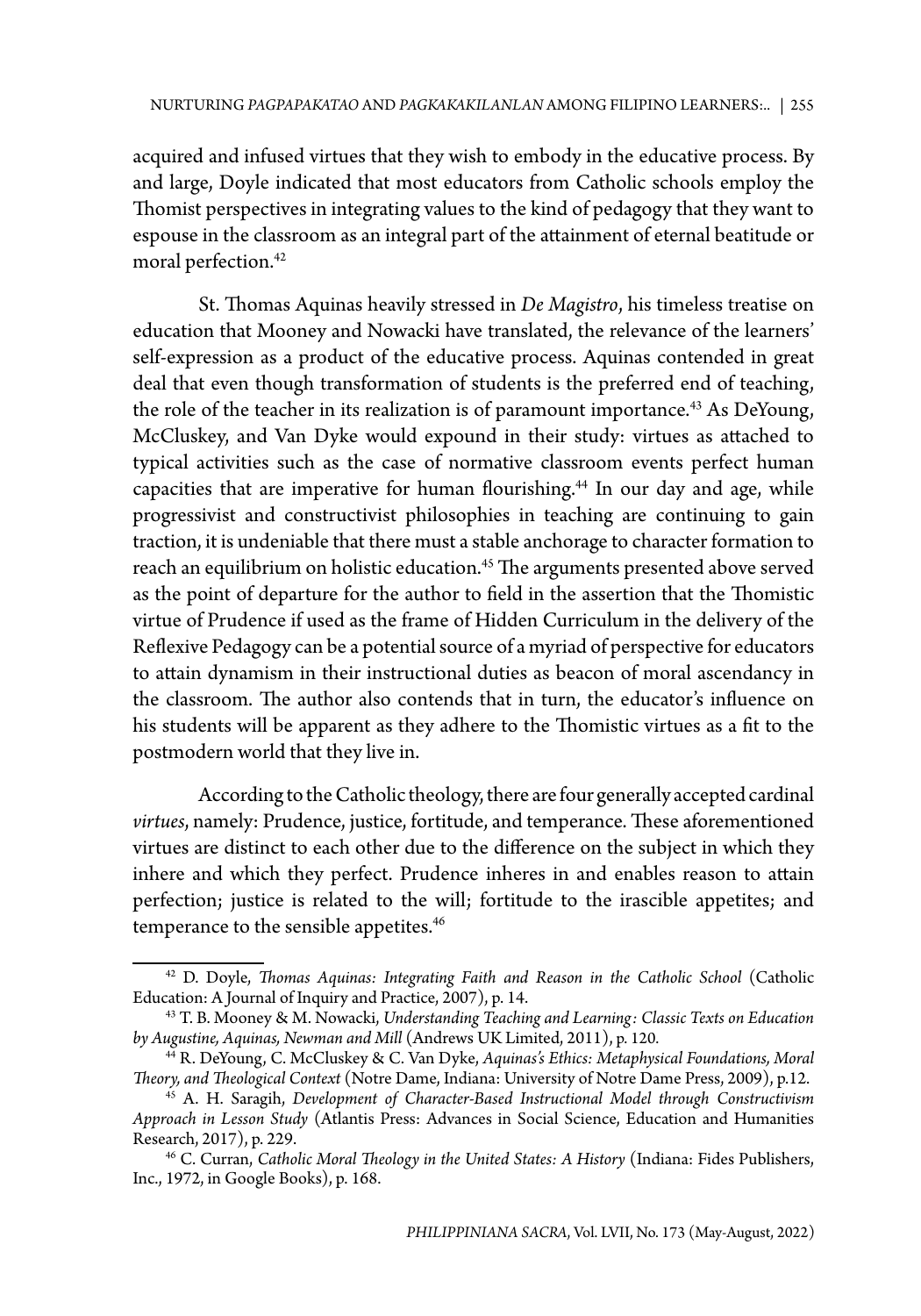acquired and infused virtues that they wish to embody in the educative process. By and large, Doyle indicated that most educators from Catholic schools employ the Thomist perspectives in integrating values to the kind of pedagogy that they want to espouse in the classroom as an integral part of the attainment of eternal beatitude or moral perfection.[42]

St. Thomas Aquinas heavily stressed in *De Magistro*, his timeless treatise on education that Mooney and Nowacki have translated, the relevance of the learners' self-expression as a product of the educative process. Aquinas contended in great deal that even though transformation of students is the preferred end of teaching, the role of the teacher in its realization is of paramount importance.[43] As DeYoung, McCluskey, and Van Dyke would expound in their study: virtues as attached to typical activities such as the case of normative classroom events perfect human capacities that are imperative for human flourishing.[44] In our day and age, while progressivist and constructivist philosophies in teaching are continuing to gain traction, it is undeniable that there must a stable anchorage to character formation to reach an equilibrium on holistic education.[45] The arguments presented above served as the point of departure for the author to field in the assertion that the Thomistic virtue of Prudence if used as the frame of Hidden Curriculum in the delivery of the Reflexive Pedagogy can be a potential source of a myriad of perspective for educators to attain dynamism in their instructional duties as beacon of moral ascendancy in the classroom. The author also contends that in turn, the educator's influence on his students will be apparent as they adhere to the Thomistic virtues as a fit to the postmodern world that they live in.

According to the Catholic theology, there are four generally accepted cardinal *virtues*, namely: Prudence, justice, fortitude, and temperance. These aforementioned virtues are distinct to each other due to the difference on the subject in which they inhere and which they perfect. Prudence inheres in and enables reason to attain perfection; justice is related to the will; fortitude to the irascible appetites; and temperance to the sensible appetites.[46]

---

[42] D. Doyle, *Thomas Aquinas: Integrating Faith and Reason in the Catholic School* (Catholic Education: A Journal of Inquiry and Practice, 2007), p. 14.

[43] T. B. Mooney & M. Nowacki, *Understanding Teaching and Learning: Classic Texts on Education by Augustine, Aquinas, Newman and Mill* (Andrews UK Limited, 2011), p. 120.

[44] R. DeYoung, C. McCluskey & C. Van Dyke, *Aquinas's Ethics: Metaphysical Foundations, Moral Theory, and Theological Context* (Notre Dame, Indiana: University of Notre Dame Press, 2009), p.12.

[45] A. H. Saragih, *Development of Character-Based Instructional Model through Constructivism Approach in Lesson Study* (Atlantis Press: Advances in Social Science, Education and Humanities Research, 2017), p. 229.

[46] C. Curran, *Catholic Moral Theology in the United States: A History* (Indiana: Fides Publishers, Inc., 1972, in Google Books), p. 168.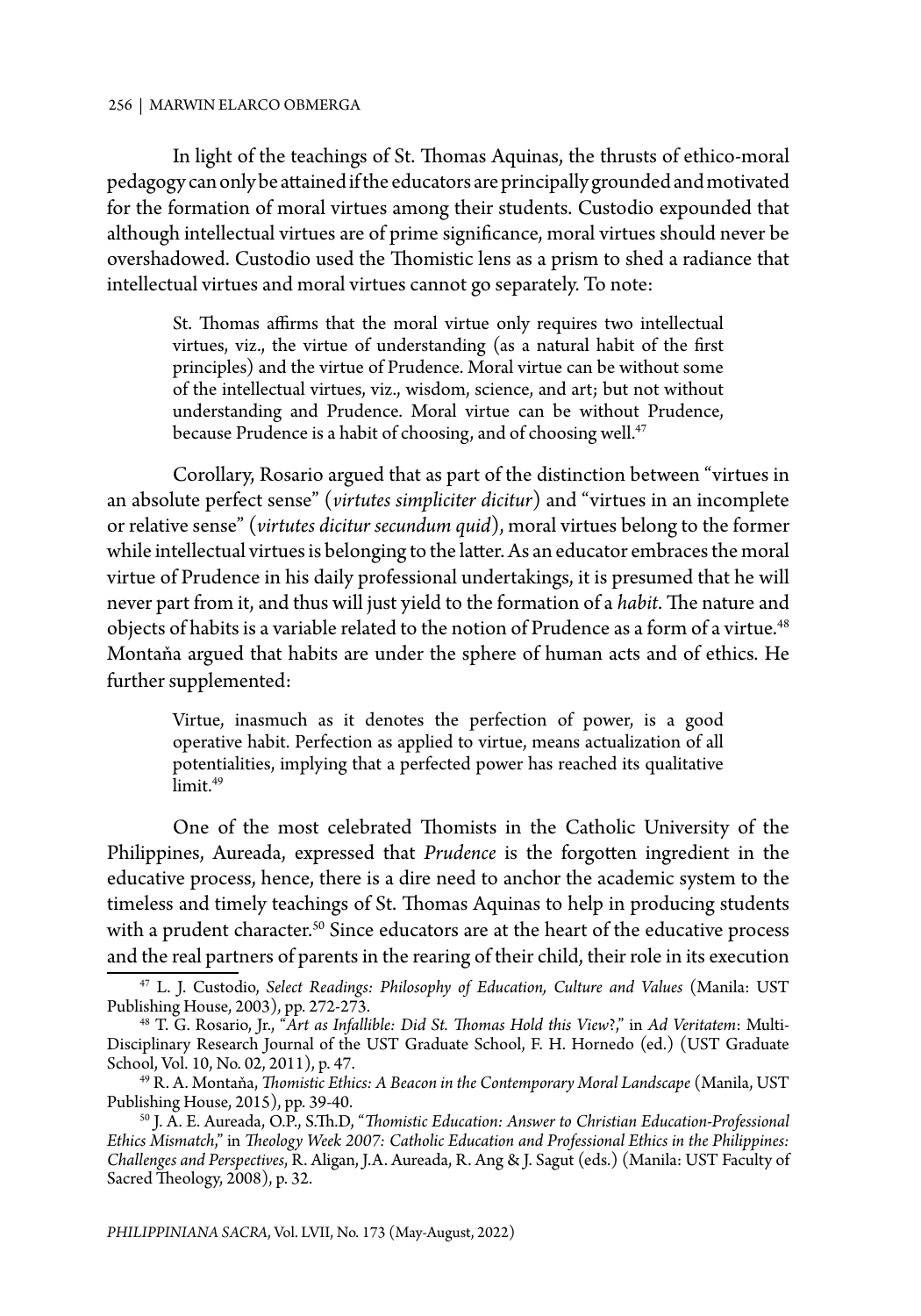In light of the teachings of St. Thomas Aquinas, the thrusts of ethico-moral pedagogy can only be attained if the educators are principally grounded and motivated for the formation of moral virtues among their students. Custodio expounded that although intellectual virtues are of prime significance, moral virtues should never be overshadowed. Custodio used the Thomistic lens as a prism to shed a radiance that intellectual virtues and moral virtues cannot go separately. To note:

> St. Thomas affirms that the moral virtue only requires two intellectual virtues, viz., the virtue of understanding (as a natural habit of the first principles) and the virtue of Prudence. Moral virtue can be without some of the intellectual virtues, viz., wisdom, science, and art; but not without understanding and Prudence. Moral virtue can be without Prudence, because Prudence is a habit of choosing, and of choosing well.[47]

Corollary, Rosario argued that as part of the distinction between "virtues in an absolute perfect sense" (*virtutes simpliciter dicitur*) and "virtues in an incomplete or relative sense" (*virtutes dicitur secundum quid*), moral virtues belong to the former while intellectual virtues is belonging to the latter. As an educator embraces the moral virtue of Prudence in his daily professional undertakings, it is presumed that he will never part from it, and thus will just yield to the formation of a *habit*. The nature and objects of habits is a variable related to the notion of Prudence as a form of a virtue.[48] Montaňa argued that habits are under the sphere of human acts and of ethics. He further supplemented:

> Virtue, inasmuch as it denotes the perfection of power, is a good operative habit. Perfection as applied to virtue, means actualization of all potentialities, implying that a perfected power has reached its qualitative limit.[49]

One of the most celebrated Thomists in the Catholic University of the Philippines, Aureada, expressed that *Prudence* is the forgotten ingredient in the educative process, hence, there is a dire need to anchor the academic system to the timeless and timely teachings of St. Thomas Aquinas to help in producing students with a prudent character.[50] Since educators are at the heart of the educative process and the real partners of parents in the rearing of their child, their role in its execution

---

[47] L. J. Custodio, *Select Readings: Philosophy of Education, Culture and Values* (Manila: UST Publishing House, 2003), pp. 272-273.

[48] T. G. Rosario, Jr., "*Art as Infallible: Did St. Thomas Hold this View?*," in *Ad Veritatem*: Multi-Disciplinary Research Journal of the UST Graduate School, F. H. Hornedo (ed.) (UST Graduate School, Vol. 10, No. 02, 2011), p. 47.

[49] R. A. Montaňa, *Thomistic Ethics: A Beacon in the Contemporary Moral Landscape* (Manila, UST Publishing House, 2015), pp. 39-40.

[50] J. A. E. Aureada, O.P., S.Th.D, "*Thomistic Education: Answer to Christian Education-Professional Ethics Mismatch*," in *Theology Week 2007: Catholic Education and Professional Ethics in the Philippines: Challenges and Perspectives*, R. Aligan, J.A. Aureada, R. Ang & J. Sagut (eds.) (Manila: UST Faculty of Sacred Theology, 2008), p. 32.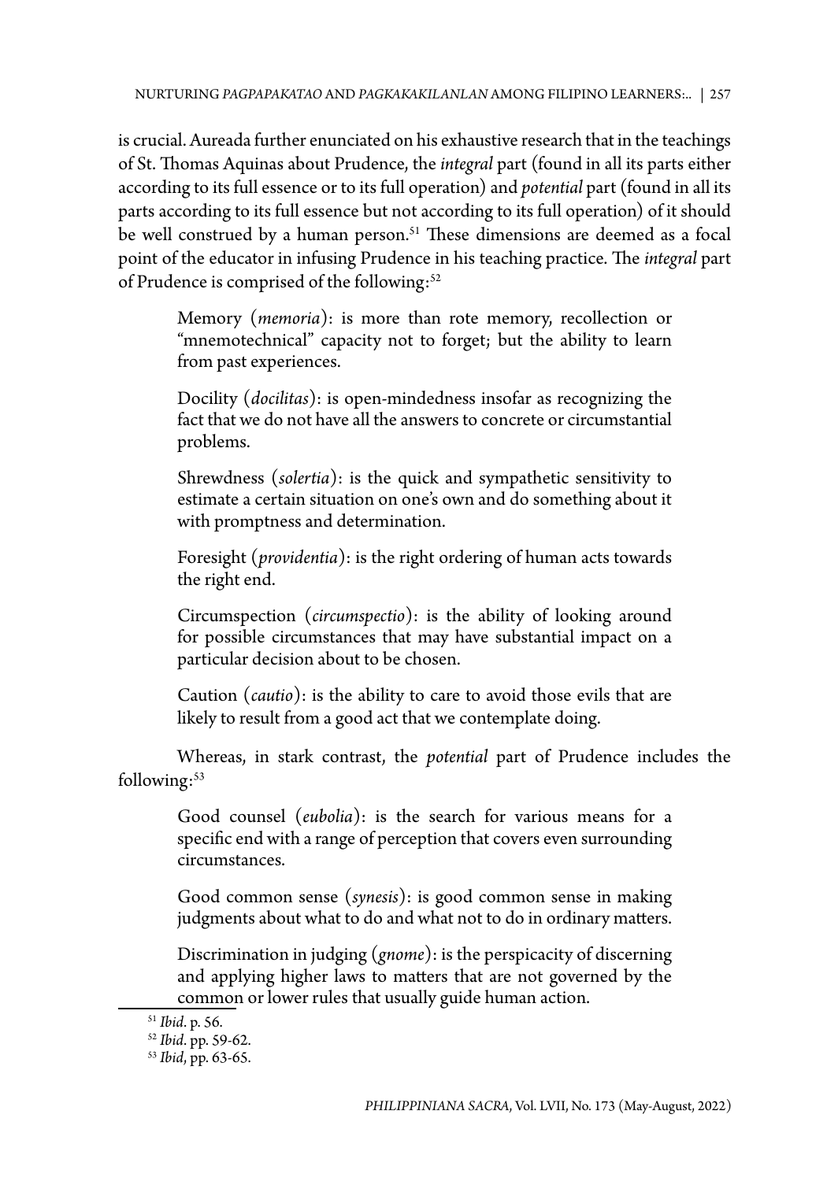is crucial. Aureada further enunciated on his exhaustive research that in the teachings of St. Thomas Aquinas about Prudence, the *integral* part (found in all its parts either according to its full essence or to its full operation) and *potential* part (found in all its parts according to its full essence but not according to its full operation) of it should be well construed by a human person.[51] These dimensions are deemed as a focal point of the educator in infusing Prudence in his teaching practice. The *integral* part of Prudence is comprised of the following:[52]

> Memory (*memoria*): is more than rote memory, recollection or "mnemotechnical" capacity not to forget; but the ability to learn from past experiences.
>
> Docility (*docilitas*): is open-mindedness insofar as recognizing the fact that we do not have all the answers to concrete or circumstantial problems.
>
> Shrewdness (*solertia*): is the quick and sympathetic sensitivity to estimate a certain situation on one's own and do something about it with promptness and determination.
>
> Foresight (*providentia*): is the right ordering of human acts towards the right end.
>
> Circumspection (*circumspectio*): is the ability of looking around for possible circumstances that may have substantial impact on a particular decision about to be chosen.
>
> Caution (*cautio*): is the ability to care to avoid those evils that are likely to result from a good act that we contemplate doing.

Whereas, in stark contrast, the *potential* part of Prudence includes the following:[53]

> Good counsel (*eubolia*): is the search for various means for a specific end with a range of perception that covers even surrounding circumstances.
>
> Good common sense (*synesis*): is good common sense in making judgments about what to do and what not to do in ordinary matters.
>
> Discrimination in judging (*gnome*): is the perspicacity of discerning and applying higher laws to matters that are not governed by the common or lower rules that usually guide human action.

---

[51] *Ibid*. p. 56.

[52] *Ibid*. pp. 59-62.

[53] *Ibid*, pp. 63-65.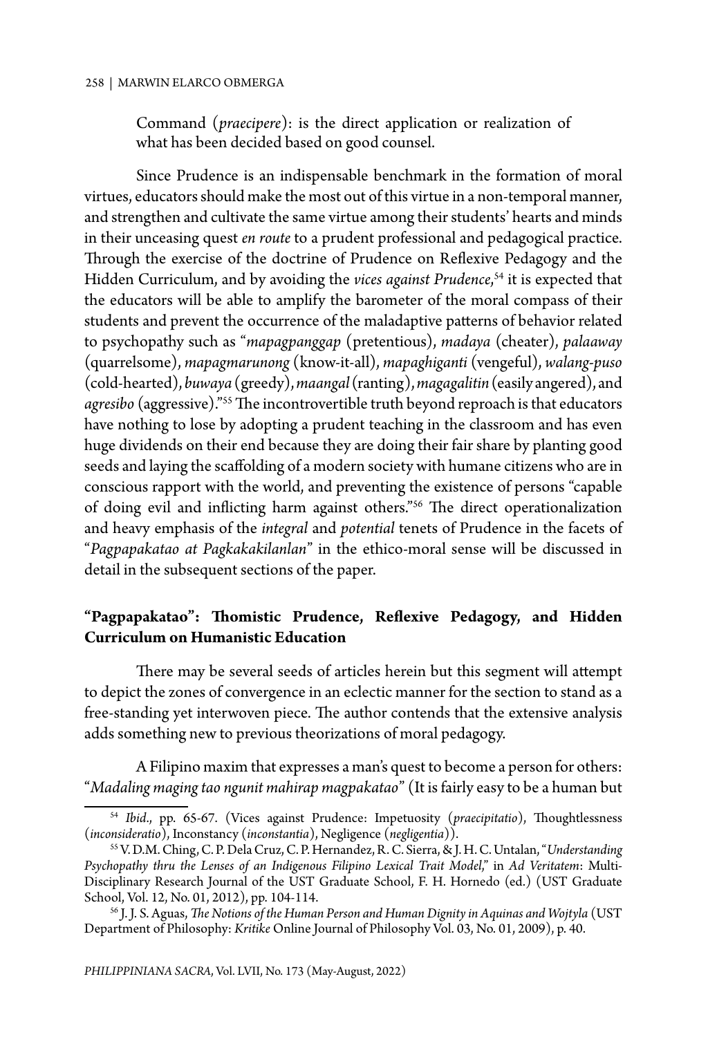Command (*praecipere*): is the direct application or realization of what has been decided based on good counsel.

Since Prudence is an indispensable benchmark in the formation of moral virtues, educators should make the most out of this virtue in a non-temporal manner, and strengthen and cultivate the same virtue among their students' hearts and minds in their unceasing quest *en route* to a prudent professional and pedagogical practice. Through the exercise of the doctrine of Prudence on Reflexive Pedagogy and the Hidden Curriculum, and by avoiding the *vices against Prudence*,[54] it is expected that the educators will be able to amplify the barometer of the moral compass of their students and prevent the occurrence of the maladaptive patterns of behavior related to psychopathy such as "*mapagpanggap* (pretentious), *madaya* (cheater), *palaaway* (quarrelsome), *mapagmarunong* (know-it-all), *mapaghiganti* (vengeful), *walang-puso* (cold-hearted), *buwaya* (greedy), *maangal* (ranting), *magagalitin* (easily angered), and *agresibo* (aggressive)."[55] The incontrovertible truth beyond reproach is that educators have nothing to lose by adopting a prudent teaching in the classroom and has even huge dividends on their end because they are doing their fair share by planting good seeds and laying the scaffolding of a modern society with humane citizens who are in conscious rapport with the world, and preventing the existence of persons "capable of doing evil and inflicting harm against others."[56] The direct operationalization and heavy emphasis of the *integral* and *potential* tenets of Prudence in the facets of "*Pagpapakatao at Pagkakakilanlan*" in the ethico-moral sense will be discussed in detail in the subsequent sections of the paper.

## "Pagpapakatao": Thomistic Prudence, Reflexive Pedagogy, and Hidden Curriculum on Humanistic Education

There may be several seeds of articles herein but this segment will attempt to depict the zones of convergence in an eclectic manner for the section to stand as a free-standing yet interwoven piece. The author contends that the extensive analysis adds something new to previous theorizations of moral pedagogy.

A Filipino maxim that expresses a man's quest to become a person for others: "*Madaling maging tao ngunit mahirap magpakatao*" (It is fairly easy to be a human but

---

[54] *Ibid*., pp. 65-67. (Vices against Prudence: Impetuosity (*praecipitatio*), Thoughtlessness (*inconsideratio*), Inconstancy (*inconstantia*), Negligence (*negligentia*)).

[55] V. D.M. Ching, C. P. Dela Cruz, C. P. Hernandez, R. C. Sierra, & J. H. C. Untalan, "*Understanding Psychopathy thru the Lenses of an Indigenous Filipino Lexical Trait Model*," in *Ad Veritatem*: Multi-Disciplinary Research Journal of the UST Graduate School, F. H. Hornedo (ed.) (UST Graduate School, Vol. 12, No. 01, 2012), pp. 104-114.

[56] J. J. S. Aguas, *The Notions of the Human Person and Human Dignity in Aquinas and Wojtyla* (UST Department of Philosophy: *Kritike* Online Journal of Philosophy Vol. 03, No. 01, 2009), p. 40.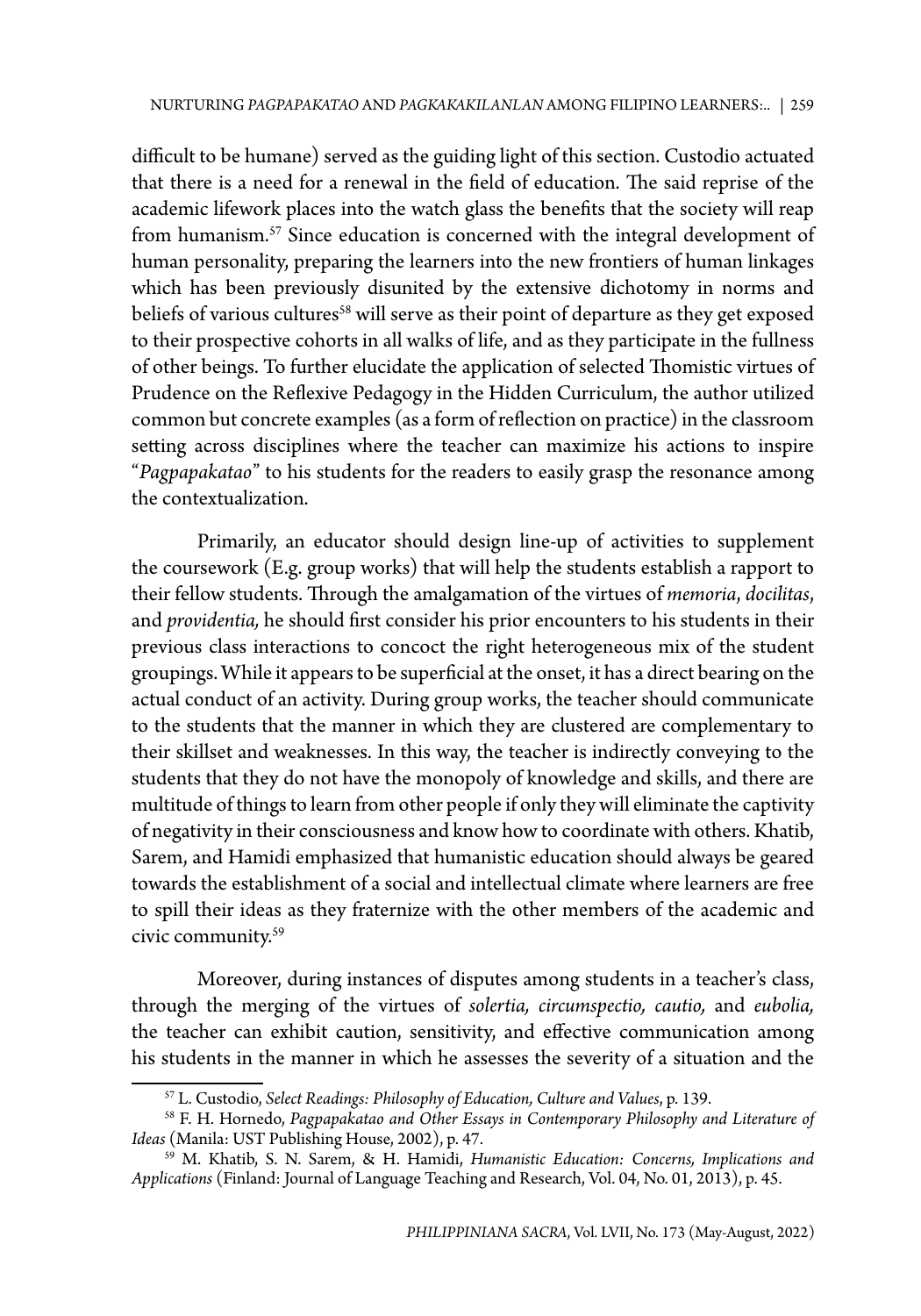difficult to be humane) served as the guiding light of this section. Custodio actuated that there is a need for a renewal in the field of education. The said reprise of the academic lifework places into the watch glass the benefits that the society will reap from humanism.[57] Since education is concerned with the integral development of human personality, preparing the learners into the new frontiers of human linkages which has been previously disunited by the extensive dichotomy in norms and beliefs of various cultures[58] will serve as their point of departure as they get exposed to their prospective cohorts in all walks of life, and as they participate in the fullness of other beings. To further elucidate the application of selected Thomistic virtues of Prudence on the Reflexive Pedagogy in the Hidden Curriculum, the author utilized common but concrete examples (as a form of reflection on practice) in the classroom setting across disciplines where the teacher can maximize his actions to inspire "*Pagpapakatao*" to his students for the readers to easily grasp the resonance among the contextualization.

Primarily, an educator should design line-up of activities to supplement the coursework (E.g. group works) that will help the students establish a rapport to their fellow students. Through the amalgamation of the virtues of *memoria*, *docilitas*, and *providentia,* he should first consider his prior encounters to his students in their previous class interactions to concoct the right heterogeneous mix of the student groupings. While it appears to be superficial at the onset, it has a direct bearing on the actual conduct of an activity. During group works, the teacher should communicate to the students that the manner in which they are clustered are complementary to their skillset and weaknesses. In this way, the teacher is indirectly conveying to the students that they do not have the monopoly of knowledge and skills, and there are multitude of things to learn from other people if only they will eliminate the captivity of negativity in their consciousness and know how to coordinate with others. Khatib, Sarem, and Hamidi emphasized that humanistic education should always be geared towards the establishment of a social and intellectual climate where learners are free to spill their ideas as they fraternize with the other members of the academic and civic community.[59]

Moreover, during instances of disputes among students in a teacher's class, through the merging of the virtues of *solertia, circumspectio, cautio,* and *eubolia,* the teacher can exhibit caution, sensitivity, and effective communication among his students in the manner in which he assesses the severity of a situation and the

---

[57] L. Custodio, *Select Readings: Philosophy of Education, Culture and Values*, p. 139.

[58] F. H. Hornedo, *Pagpapakatao and Other Essays in Contemporary Philosophy and Literature of Ideas* (Manila: UST Publishing House, 2002), p. 47.

[59] M. Khatib, S. N. Sarem, & H. Hamidi, *Humanistic Education: Concerns, Implications and Applications* (Finland: Journal of Language Teaching and Research, Vol. 04, No. 01, 2013), p. 45.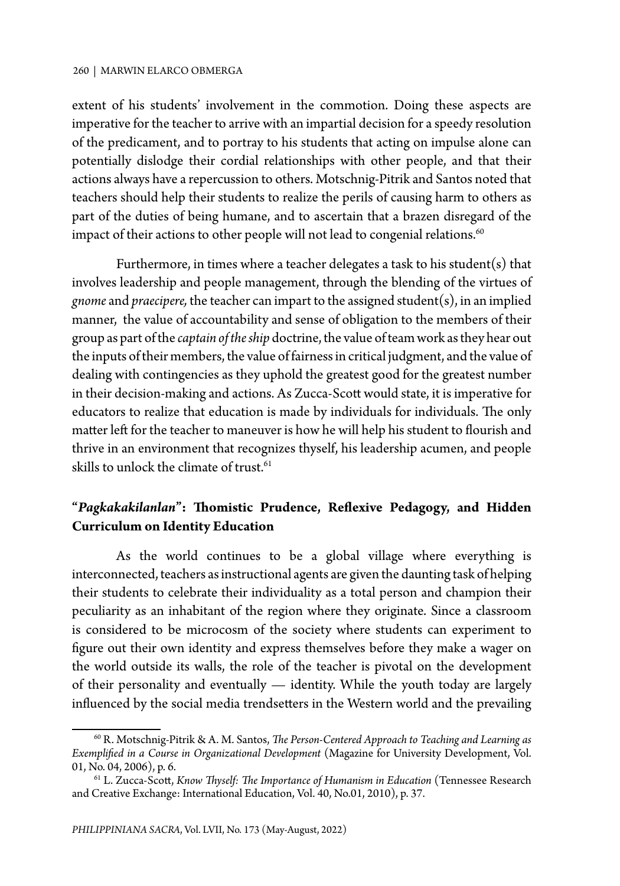extent of his students' involvement in the commotion. Doing these aspects are imperative for the teacher to arrive with an impartial decision for a speedy resolution of the predicament, and to portray to his students that acting on impulse alone can potentially dislodge their cordial relationships with other people, and that their actions always have a repercussion to others. Motschnig-Pitrik and Santos noted that teachers should help their students to realize the perils of causing harm to others as part of the duties of being humane, and to ascertain that a brazen disregard of the impact of their actions to other people will not lead to congenial relations.[60]

Furthermore, in times where a teacher delegates a task to his student(s) that involves leadership and people management, through the blending of the virtues of *gnome* and *praecipere,* the teacher can impart to the assigned student(s), in an implied manner, the value of accountability and sense of obligation to the members of their group as part of the *captain of the ship* doctrine, the value of team work as they hear out the inputs of their members, the value of fairness in critical judgment, and the value of dealing with contingencies as they uphold the greatest good for the greatest number in their decision-making and actions. As Zucca-Scott would state, it is imperative for educators to realize that education is made by individuals for individuals. The only matter left for the teacher to maneuver is how he will help his student to flourish and thrive in an environment that recognizes thyself, his leadership acumen, and people skills to unlock the climate of trust.[61]

## "*Pagkakakilanlan*": Thomistic Prudence, Reflexive Pedagogy, and Hidden Curriculum on Identity Education

As the world continues to be a global village where everything is interconnected, teachers as instructional agents are given the daunting task of helping their students to celebrate their individuality as a total person and champion their peculiarity as an inhabitant of the region where they originate. Since a classroom is considered to be microcosm of the society where students can experiment to figure out their own identity and express themselves before they make a wager on the world outside its walls, the role of the teacher is pivotal on the development of their personality and eventually — identity. While the youth today are largely influenced by the social media trendsetters in the Western world and the prevailing

[60] R. Motschnig-Pitrik & A. M. Santos, *The Person-Centered Approach to Teaching and Learning as Exemplified in a Course in Organizational Development* (Magazine for University Development, Vol. 01, No. 04, 2006), p. 6.

[61] L. Zucca-Scott, *Know Thyself: The Importance of Humanism in Education* (Tennessee Research and Creative Exchange: International Education, Vol. 40, No.01, 2010), p. 37.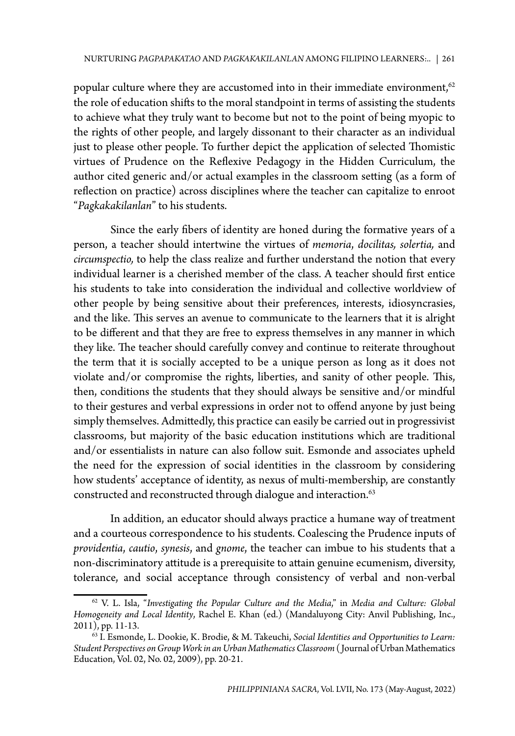popular culture where they are accustomed into in their immediate environment,[62] the role of education shifts to the moral standpoint in terms of assisting the students to achieve what they truly want to become but not to the point of being myopic to the rights of other people, and largely dissonant to their character as an individual just to please other people. To further depict the application of selected Thomistic virtues of Prudence on the Reflexive Pedagogy in the Hidden Curriculum, the author cited generic and/or actual examples in the classroom setting (as a form of reflection on practice) across disciplines where the teacher can capitalize to enroot "*Pagkakakilanlan*" to his students.

Since the early fibers of identity are honed during the formative years of a person, a teacher should intertwine the virtues of *memoria*, *docilitas, solertia,* and *circumspectio,* to help the class realize and further understand the notion that every individual learner is a cherished member of the class. A teacher should first entice his students to take into consideration the individual and collective worldview of other people by being sensitive about their preferences, interests, idiosyncrasies, and the like. This serves an avenue to communicate to the learners that it is alright to be different and that they are free to express themselves in any manner in which they like. The teacher should carefully convey and continue to reiterate throughout the term that it is socially accepted to be a unique person as long as it does not violate and/or compromise the rights, liberties, and sanity of other people. This, then, conditions the students that they should always be sensitive and/or mindful to their gestures and verbal expressions in order not to offend anyone by just being simply themselves. Admittedly, this practice can easily be carried out in progressivist classrooms, but majority of the basic education institutions which are traditional and/or essentialists in nature can also follow suit. Esmonde and associates upheld the need for the expression of social identities in the classroom by considering how students' acceptance of identity, as nexus of multi-membership, are constantly constructed and reconstructed through dialogue and interaction.[63]

In addition, an educator should always practice a humane way of treatment and a courteous correspondence to his students. Coalescing the Prudence inputs of *providentia*, *cautio*, *synesis*, and *gnome*, the teacher can imbue to his students that a non-discriminatory attitude is a prerequisite to attain genuine ecumenism, diversity, tolerance, and social acceptance through consistency of verbal and non-verbal

---

[62] V. L. Isla, "*Investigating the Popular Culture and the Media*," in *Media and Culture: Global Homogeneity and Local Identity*, Rachel E. Khan (ed.) (Mandaluyong City: Anvil Publishing, Inc., 2011), pp. 11-13.

[63] I. Esmonde, L. Dookie, K. Brodie, & M. Takeuchi, *Social Identities and Opportunities to Learn: Student Perspectives on Group Work in an Urban Mathematics Classroom* (Journal of Urban Mathematics Education, Vol. 02, No. 02, 2009), pp. 20-21.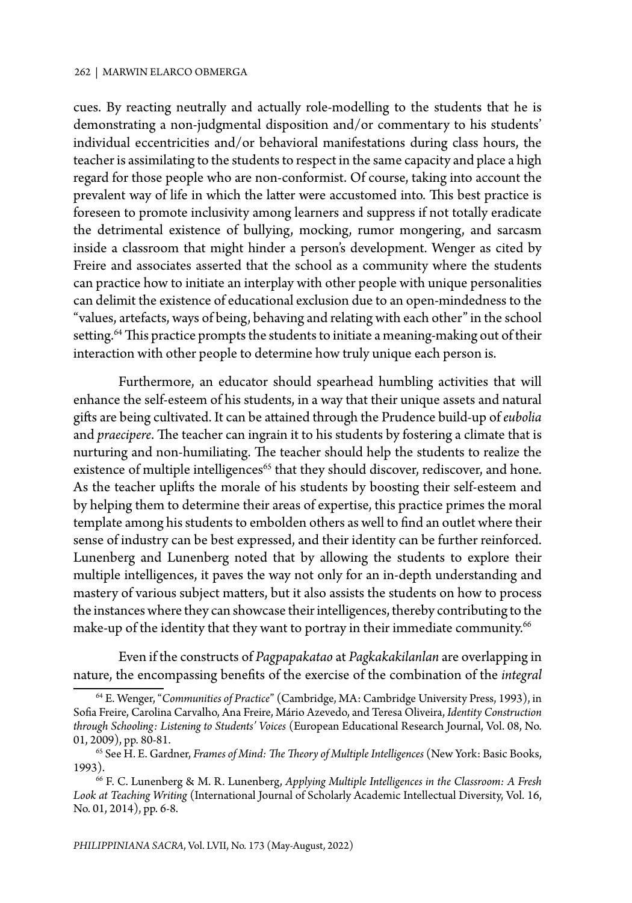cues. By reacting neutrally and actually role-modelling to the students that he is demonstrating a non-judgmental disposition and/or commentary to his students' individual eccentricities and/or behavioral manifestations during class hours, the teacher is assimilating to the students to respect in the same capacity and place a high regard for those people who are non-conformist. Of course, taking into account the prevalent way of life in which the latter were accustomed into. This best practice is foreseen to promote inclusivity among learners and suppress if not totally eradicate the detrimental existence of bullying, mocking, rumor mongering, and sarcasm inside a classroom that might hinder a person's development. Wenger as cited by Freire and associates asserted that the school as a community where the students can practice how to initiate an interplay with other people with unique personalities can delimit the existence of educational exclusion due to an open-mindedness to the "values, artefacts, ways of being, behaving and relating with each other" in the school setting.[64] This practice prompts the students to initiate a meaning-making out of their interaction with other people to determine how truly unique each person is.

Furthermore, an educator should spearhead humbling activities that will enhance the self-esteem of his students, in a way that their unique assets and natural gifts are being cultivated. It can be attained through the Prudence build-up of *eubolia* and *praecipere*. The teacher can ingrain it to his students by fostering a climate that is nurturing and non-humiliating. The teacher should help the students to realize the existence of multiple intelligences[65] that they should discover, rediscover, and hone. As the teacher uplifts the morale of his students by boosting their self-esteem and by helping them to determine their areas of expertise, this practice primes the moral template among his students to embolden others as well to find an outlet where their sense of industry can be best expressed, and their identity can be further reinforced. Lunenberg and Lunenberg noted that by allowing the students to explore their multiple intelligences, it paves the way not only for an in-depth understanding and mastery of various subject matters, but it also assists the students on how to process the instances where they can showcase their intelligences, thereby contributing to the make-up of the identity that they want to portray in their immediate community.[66]

Even if the constructs of *Pagpapakatao* at *Pagkakakilanlan* are overlapping in nature, the encompassing benefits of the exercise of the combination of the *integral*

---

[64] E. Wenger, "*Communities of Practice*" (Cambridge, MA: Cambridge University Press, 1993), in Sofia Freire, Carolina Carvalho, Ana Freire, Mário Azevedo, and Teresa Oliveira, *Identity Construction through Schooling: Listening to Students' Voices* (European Educational Research Journal, Vol. 08, No. 01, 2009), pp. 80-81.

[65] See H. E. Gardner, *Frames of Mind: The Theory of Multiple Intelligences* (New York: Basic Books, 1993).

[66] F. C. Lunenberg & M. R. Lunenberg, *Applying Multiple Intelligences in the Classroom: A Fresh Look at Teaching Writing* (International Journal of Scholarly Academic Intellectual Diversity, Vol. 16, No. 01, 2014), pp. 6-8.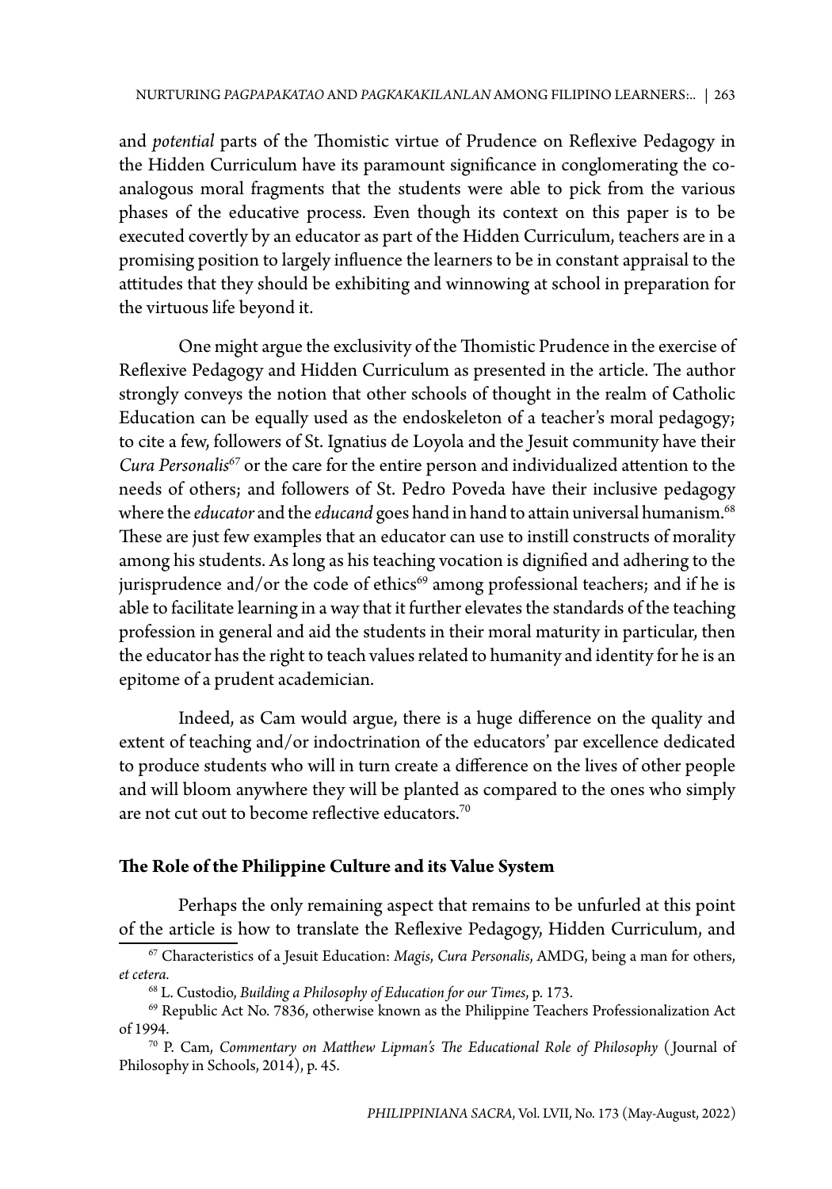and *potential* parts of the Thomistic virtue of Prudence on Reflexive Pedagogy in the Hidden Curriculum have its paramount significance in conglomerating the co-analogous moral fragments that the students were able to pick from the various phases of the educative process. Even though its context on this paper is to be executed covertly by an educator as part of the Hidden Curriculum, teachers are in a promising position to largely influence the learners to be in constant appraisal to the attitudes that they should be exhibiting and winnowing at school in preparation for the virtuous life beyond it.

One might argue the exclusivity of the Thomistic Prudence in the exercise of Reflexive Pedagogy and Hidden Curriculum as presented in the article. The author strongly conveys the notion that other schools of thought in the realm of Catholic Education can be equally used as the endoskeleton of a teacher's moral pedagogy; to cite a few, followers of St. Ignatius de Loyola and the Jesuit community have their *Cura Personalis*[67] or the care for the entire person and individualized attention to the needs of others; and followers of St. Pedro Poveda have their inclusive pedagogy where the *educator* and the *educand* goes hand in hand to attain universal humanism.[68] These are just few examples that an educator can use to instill constructs of morality among his students. As long as his teaching vocation is dignified and adhering to the jurisprudence and/or the code of ethics[69] among professional teachers; and if he is able to facilitate learning in a way that it further elevates the standards of the teaching profession in general and aid the students in their moral maturity in particular, then the educator has the right to teach values related to humanity and identity for he is an epitome of a prudent academician.

Indeed, as Cam would argue, there is a huge difference on the quality and extent of teaching and/or indoctrination of the educators' par excellence dedicated to produce students who will in turn create a difference on the lives of other people and will bloom anywhere they will be planted as compared to the ones who simply are not cut out to become reflective educators.[70]

## The Role of the Philippine Culture and its Value System

Perhaps the only remaining aspect that remains to be unfurled at this point of the article is how to translate the Reflexive Pedagogy, Hidden Curriculum, and

---

[67] Characteristics of a Jesuit Education: *Magis*, *Cura Personalis*, AMDG, being a man for others, *et cetera.*

[68] L. Custodio, *Building a Philosophy of Education for our Times*, p. 173.

[69] Republic Act No. 7836, otherwise known as the Philippine Teachers Professionalization Act of 1994.

[70] P. Cam, *Commentary on Matthew Lipman's The Educational Role of Philosophy* (Journal of Philosophy in Schools, 2014), p. 45.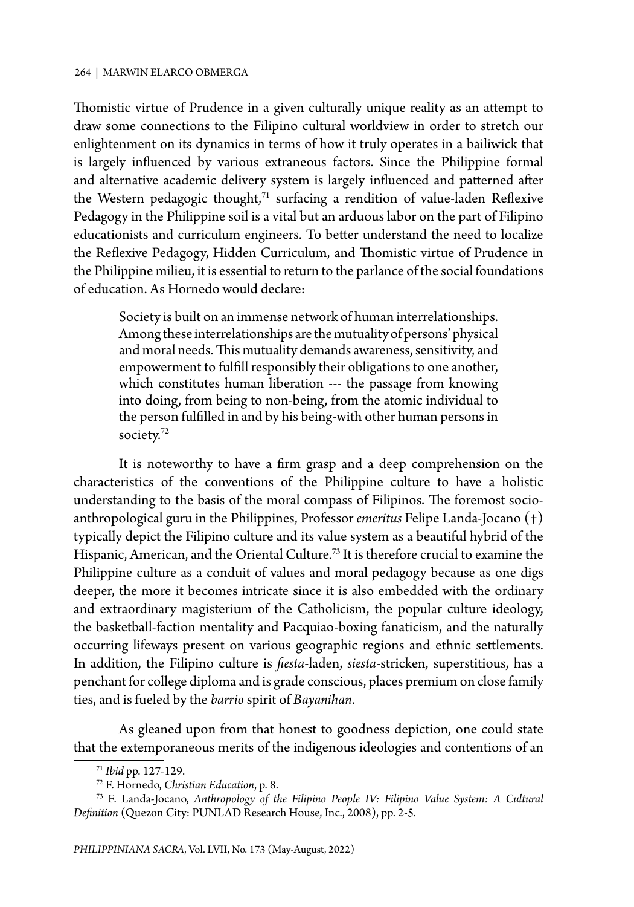Thomistic virtue of Prudence in a given culturally unique reality as an attempt to draw some connections to the Filipino cultural worldview in order to stretch our enlightenment on its dynamics in terms of how it truly operates in a bailiwick that is largely influenced by various extraneous factors. Since the Philippine formal and alternative academic delivery system is largely influenced and patterned after the Western pedagogic thought,[71] surfacing a rendition of value-laden Reflexive Pedagogy in the Philippine soil is a vital but an arduous labor on the part of Filipino educationists and curriculum engineers. To better understand the need to localize the Reflexive Pedagogy, Hidden Curriculum, and Thomistic virtue of Prudence in the Philippine milieu, it is essential to return to the parlance of the social foundations of education. As Hornedo would declare:

> Society is built on an immense network of human interrelationships. Among these interrelationships are the mutuality of persons' physical and moral needs. This mutuality demands awareness, sensitivity, and empowerment to fulfill responsibly their obligations to one another, which constitutes human liberation --- the passage from knowing into doing, from being to non-being, from the atomic individual to the person fulfilled in and by his being-with other human persons in society.[72]

It is noteworthy to have a firm grasp and a deep comprehension on the characteristics of the conventions of the Philippine culture to have a holistic understanding to the basis of the moral compass of Filipinos. The foremost socio-anthropological guru in the Philippines, Professor *emeritus* Felipe Landa-Jocano (†) typically depict the Filipino culture and its value system as a beautiful hybrid of the Hispanic, American, and the Oriental Culture.[73] It is therefore crucial to examine the Philippine culture as a conduit of values and moral pedagogy because as one digs deeper, the more it becomes intricate since it is also embedded with the ordinary and extraordinary magisterium of the Catholicism, the popular culture ideology, the basketball-faction mentality and Pacquiao-boxing fanaticism, and the naturally occurring lifeways present on various geographic regions and ethnic settlements. In addition, the Filipino culture is *fiesta*-laden, *siesta*-stricken, superstitious, has a penchant for college diploma and is grade conscious, places premium on close family ties, and is fueled by the *barrio* spirit of *Bayanihan*.

As gleaned upon from that honest to goodness depiction, one could state that the extemporaneous merits of the indigenous ideologies and contentions of an

---

[71] *Ibid* pp. 127-129.

[72] F. Hornedo, *Christian Education*, p. 8.

[73] F. Landa-Jocano, *Anthropology of the Filipino People IV: Filipino Value System: A Cultural Definition* (Quezon City: PUNLAD Research House, Inc., 2008), pp. 2-5.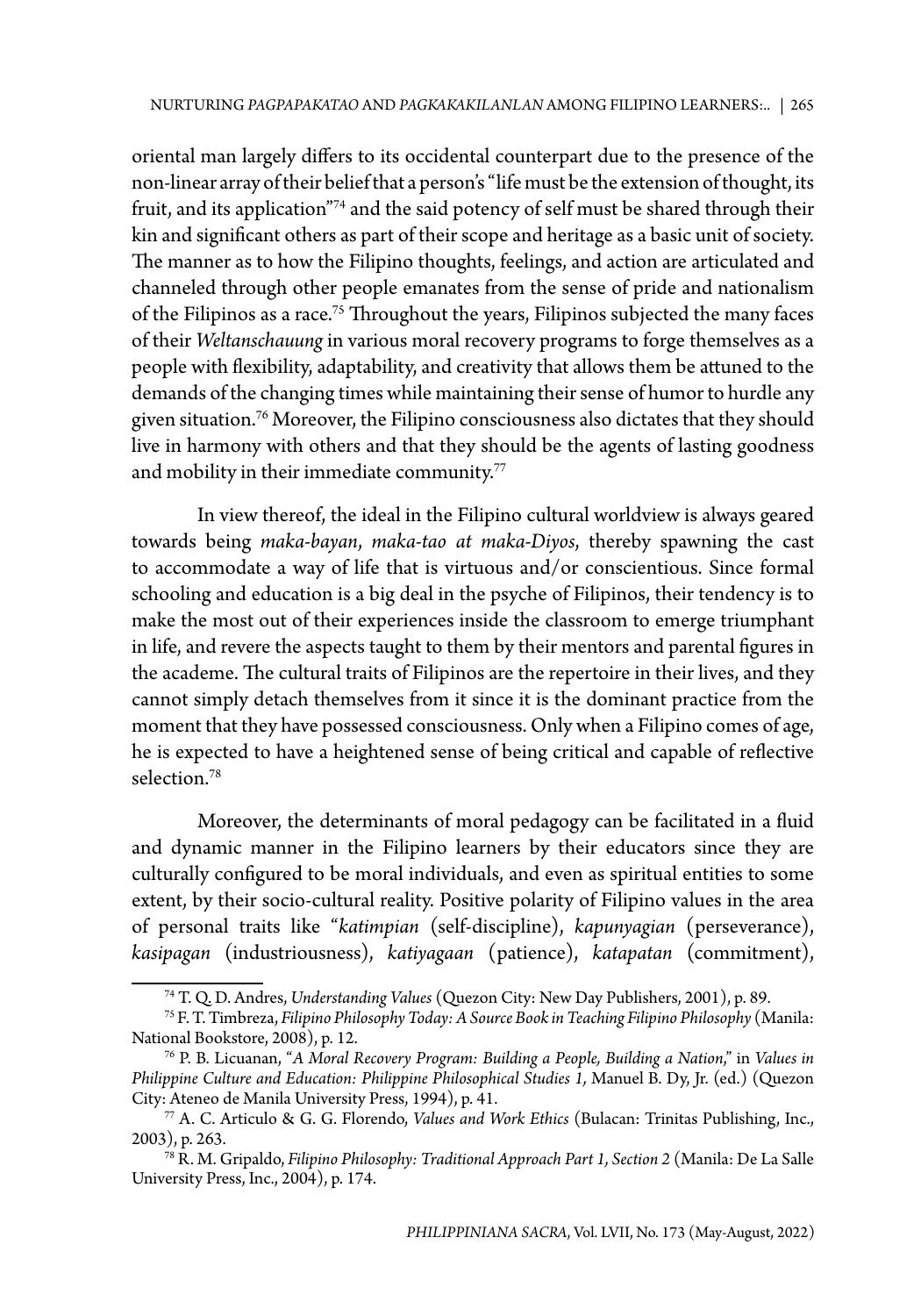oriental man largely differs to its occidental counterpart due to the presence of the non-linear array of their belief that a person's "life must be the extension of thought, its fruit, and its application"[74] and the said potency of self must be shared through their kin and significant others as part of their scope and heritage as a basic unit of society. The manner as to how the Filipino thoughts, feelings, and action are articulated and channeled through other people emanates from the sense of pride and nationalism of the Filipinos as a race.[75] Throughout the years, Filipinos subjected the many faces of their *Weltanschauung* in various moral recovery programs to forge themselves as a people with flexibility, adaptability, and creativity that allows them be attuned to the demands of the changing times while maintaining their sense of humor to hurdle any given situation.[76] Moreover, the Filipino consciousness also dictates that they should live in harmony with others and that they should be the agents of lasting goodness and mobility in their immediate community.[77]

In view thereof, the ideal in the Filipino cultural worldview is always geared towards being *maka-bayan*, *maka-tao at maka-Diyos*, thereby spawning the cast to accommodate a way of life that is virtuous and/or conscientious. Since formal schooling and education is a big deal in the psyche of Filipinos, their tendency is to make the most out of their experiences inside the classroom to emerge triumphant in life, and revere the aspects taught to them by their mentors and parental figures in the academe. The cultural traits of Filipinos are the repertoire in their lives, and they cannot simply detach themselves from it since it is the dominant practice from the moment that they have possessed consciousness. Only when a Filipino comes of age, he is expected to have a heightened sense of being critical and capable of reflective selection.[78]

Moreover, the determinants of moral pedagogy can be facilitated in a fluid and dynamic manner in the Filipino learners by their educators since they are culturally configured to be moral individuals, and even as spiritual entities to some extent, by their socio-cultural reality. Positive polarity of Filipino values in the area of personal traits like "*katimpian* (self-discipline), *kapunyagian* (perseverance), *kasipagan* (industriousness), *katiyagaan* (patience), *katapatan* (commitment),

---

[74] T. Q. D. Andres, *Understanding Values* (Quezon City: New Day Publishers, 2001), p. 89.

[75] F. T. Timbreza, *Filipino Philosophy Today: A Source Book in Teaching Filipino Philosophy* (Manila: National Bookstore, 2008), p. 12.

[76] P. B. Licuanan, "*A Moral Recovery Program: Building a People, Building a Nation*," in *Values in Philippine Culture and Education: Philippine Philosophical Studies 1,* Manuel B. Dy, Jr. (ed.) (Quezon City: Ateneo de Manila University Press, 1994), p. 41.

[77] A. C. Articulo & G. G. Florendo, *Values and Work Ethics* (Bulacan: Trinitas Publishing, Inc., 2003), p. 263.

[78] R. M. Gripaldo, *Filipino Philosophy: Traditional Approach Part 1, Section 2* (Manila: De La Salle University Press, Inc., 2004), p. 174.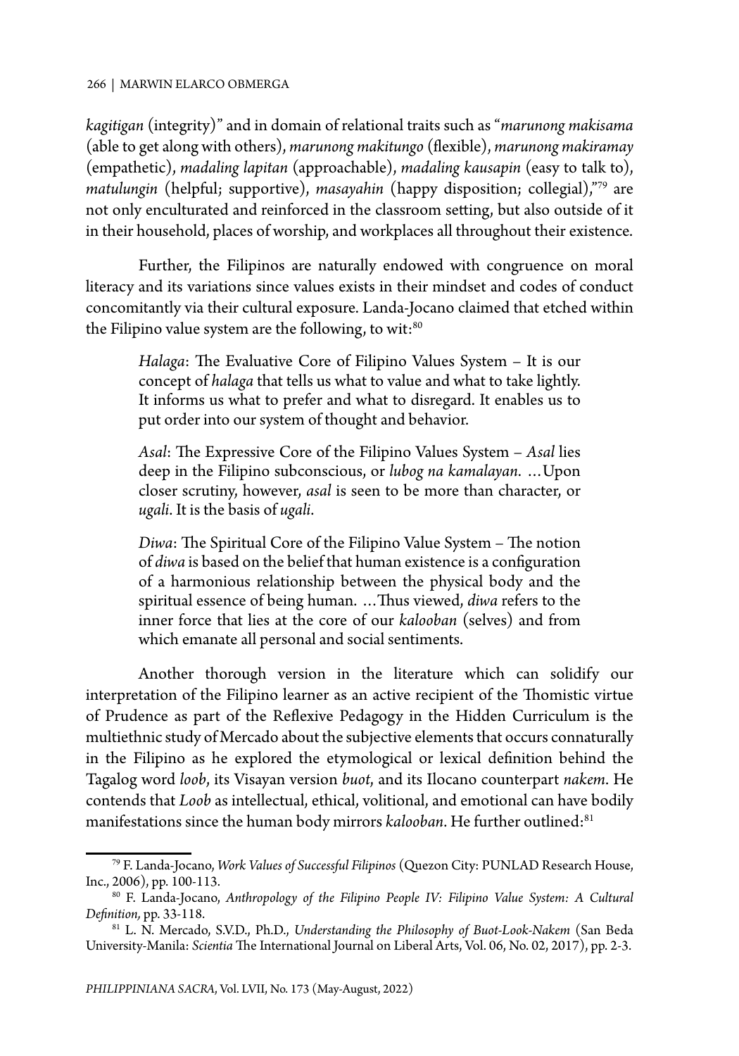*kagitigan* (integrity)" and in domain of relational traits such as "*marunong makisama* (able to get along with others), *marunong makitungo* (flexible), *marunong makiramay* (empathetic), *madaling lapitan* (approachable), *madaling kausapin* (easy to talk to), *matulungin* (helpful; supportive), *masayahin* (happy disposition; collegial),"[79] are not only enculturated and reinforced in the classroom setting, but also outside of it in their household, places of worship, and workplaces all throughout their existence.

Further, the Filipinos are naturally endowed with congruence on moral literacy and its variations since values exists in their mindset and codes of conduct concomitantly via their cultural exposure. Landa-Jocano claimed that etched within the Filipino value system are the following, to wit:[80]

> *Halaga*: The Evaluative Core of Filipino Values System – It is our concept of *halaga* that tells us what to value and what to take lightly. It informs us what to prefer and what to disregard. It enables us to put order into our system of thought and behavior.
>
> *Asal*: The Expressive Core of the Filipino Values System – *Asal* lies deep in the Filipino subconscious, or *lubog na kamalayan*. …Upon closer scrutiny, however, *asal* is seen to be more than character, or *ugali*. It is the basis of *ugali*.
>
> *Diwa*: The Spiritual Core of the Filipino Value System – The notion of *diwa* is based on the belief that human existence is a configuration of a harmonious relationship between the physical body and the spiritual essence of being human. …Thus viewed, *diwa* refers to the inner force that lies at the core of our *kalooban* (selves) and from which emanate all personal and social sentiments.

Another thorough version in the literature which can solidify our interpretation of the Filipino learner as an active recipient of the Thomistic virtue of Prudence as part of the Reflexive Pedagogy in the Hidden Curriculum is the multiethnic study of Mercado about the subjective elements that occurs connaturally in the Filipino as he explored the etymological or lexical definition behind the Tagalog word *loob*, its Visayan version *buot*, and its Ilocano counterpart *nakem*. He contends that *Loob* as intellectual, ethical, volitional, and emotional can have bodily manifestations since the human body mirrors *kalooban*. He further outlined:[81]

---

[79] F. Landa-Jocano, *Work Values of Successful Filipinos* (Quezon City: PUNLAD Research House, Inc., 2006), pp. 100-113.

[80] F. Landa-Jocano, *Anthropology of the Filipino People IV: Filipino Value System: A Cultural Definition,* pp. 33-118.

[81] L. N. Mercado, S.V.D., Ph.D., *Understanding the Philosophy of Buot-Look-Nakem* (San Beda University-Manila: *Scientia* The International Journal on Liberal Arts, Vol. 06, No. 02, 2017), pp. 2-3.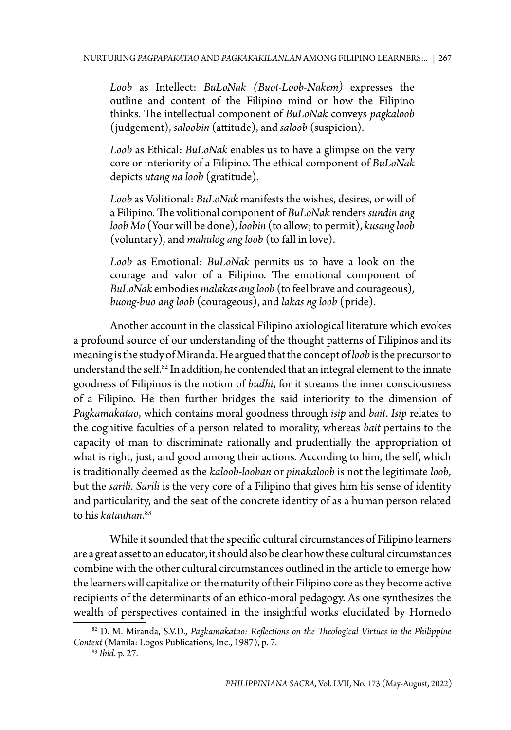*Loob* as Intellect: *BuLoNak (Buot-Loob-Nakem)* expresses the outline and content of the Filipino mind or how the Filipino thinks. The intellectual component of *BuLoNak* conveys *pagkaloob* (judgement), *saloobin* (attitude), and *saloob* (suspicion).

*Loob* as Ethical: *BuLoNak* enables us to have a glimpse on the very core or interiority of a Filipino. The ethical component of *BuLoNak* depicts *utang na loob* (gratitude).

*Loob* as Volitional: *BuLoNak* manifests the wishes, desires, or will of a Filipino. The volitional component of *BuLoNak* renders *sundin ang loob Mo* (Your will be done), *loobin* (to allow; to permit), *kusang loob* (voluntary), and *mahulog ang loob* (to fall in love).

*Loob* as Emotional: *BuLoNak* permits us to have a look on the courage and valor of a Filipino. The emotional component of *BuLoNak* embodies *malakas ang loob* (to feel brave and courageous), *buong-buo ang loob* (courageous), and *lakas ng loob* (pride).

Another account in the classical Filipino axiological literature which evokes a profound source of our understanding of the thought patterns of Filipinos and its meaning is the study of Miranda. He argued that the concept of *loob* is the precursor to understand the self.[82] In addition, he contended that an integral element to the innate goodness of Filipinos is the notion of *budhi*, for it streams the inner consciousness of a Filipino. He then further bridges the said interiority to the dimension of *Pagkamakatao*, which contains moral goodness through *isip* and *bait*. *Isip* relates to the cognitive faculties of a person related to morality, whereas *bait* pertains to the capacity of man to discriminate rationally and prudentially the appropriation of what is right, just, and good among their actions. According to him, the self, which is traditionally deemed as the *kaloob-looban* or *pinakaloob* is not the legitimate *loob*, but the *sarili*. *Sarili* is the very core of a Filipino that gives him his sense of identity and particularity, and the seat of the concrete identity of as a human person related to his *katauhan*.[83]

While it sounded that the specific cultural circumstances of Filipino learners are a great asset to an educator, it should also be clear how these cultural circumstances combine with the other cultural circumstances outlined in the article to emerge how the learners will capitalize on the maturity of their Filipino core as they become active recipients of the determinants of an ethico-moral pedagogy. As one synthesizes the wealth of perspectives contained in the insightful works elucidated by Hornedo

---

[82] D. M. Miranda, S.V.D., *Pagkamakatao: Reflections on the Theological Virtues in the Philippine Context* (Manila: Logos Publications, Inc., 1987), p. 7.

[83] *Ibid*. p. 27.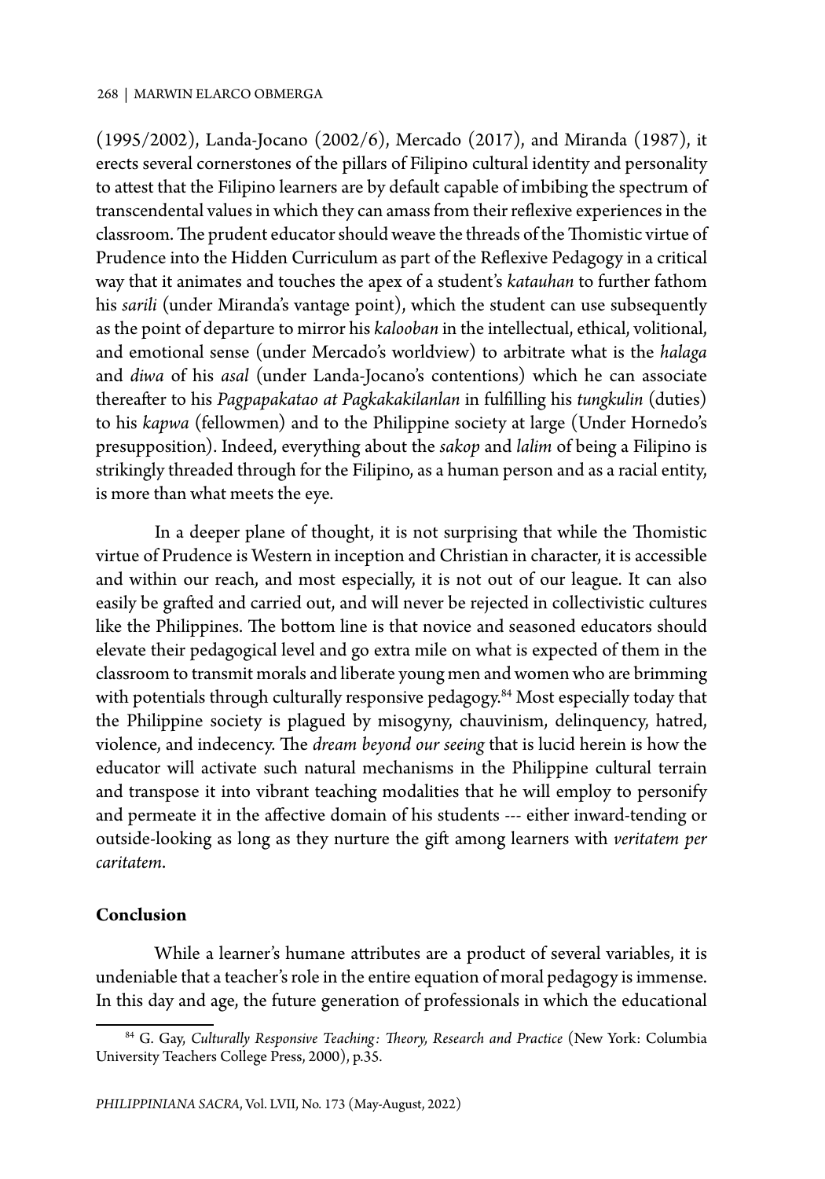(1995/2002), Landa-Jocano (2002/6), Mercado (2017), and Miranda (1987), it erects several cornerstones of the pillars of Filipino cultural identity and personality to attest that the Filipino learners are by default capable of imbibing the spectrum of transcendental values in which they can amass from their reflexive experiences in the classroom. The prudent educator should weave the threads of the Thomistic virtue of Prudence into the Hidden Curriculum as part of the Reflexive Pedagogy in a critical way that it animates and touches the apex of a student's *katauhan* to further fathom his *sarili* (under Miranda's vantage point), which the student can use subsequently as the point of departure to mirror his *kalooban* in the intellectual, ethical, volitional, and emotional sense (under Mercado's worldview) to arbitrate what is the *halaga* and *diwa* of his *asal* (under Landa-Jocano's contentions) which he can associate thereafter to his *Pagpapakatao at Pagkakakilanlan* in fulfilling his *tungkulin* (duties) to his *kapwa* (fellowmen) and to the Philippine society at large (Under Hornedo's presupposition). Indeed, everything about the *sakop* and *lalim* of being a Filipino is strikingly threaded through for the Filipino, as a human person and as a racial entity, is more than what meets the eye.

In a deeper plane of thought, it is not surprising that while the Thomistic virtue of Prudence is Western in inception and Christian in character, it is accessible and within our reach, and most especially, it is not out of our league. It can also easily be grafted and carried out, and will never be rejected in collectivistic cultures like the Philippines. The bottom line is that novice and seasoned educators should elevate their pedagogical level and go extra mile on what is expected of them in the classroom to transmit morals and liberate young men and women who are brimming with potentials through culturally responsive pedagogy.[84] Most especially today that the Philippine society is plagued by misogyny, chauvinism, delinquency, hatred, violence, and indecency. The *dream beyond our seeing* that is lucid herein is how the educator will activate such natural mechanisms in the Philippine cultural terrain and transpose it into vibrant teaching modalities that he will employ to personify and permeate it in the affective domain of his students --- either inward-tending or outside-looking as long as they nurture the gift among learners with *veritatem per caritatem*.

## Conclusion

While a learner's humane attributes are a product of several variables, it is undeniable that a teacher's role in the entire equation of moral pedagogy is immense. In this day and age, the future generation of professionals in which the educational

[84] G. Gay, *Culturally Responsive Teaching: Theory, Research and Practice* (New York: Columbia University Teachers College Press, 2000), p.35.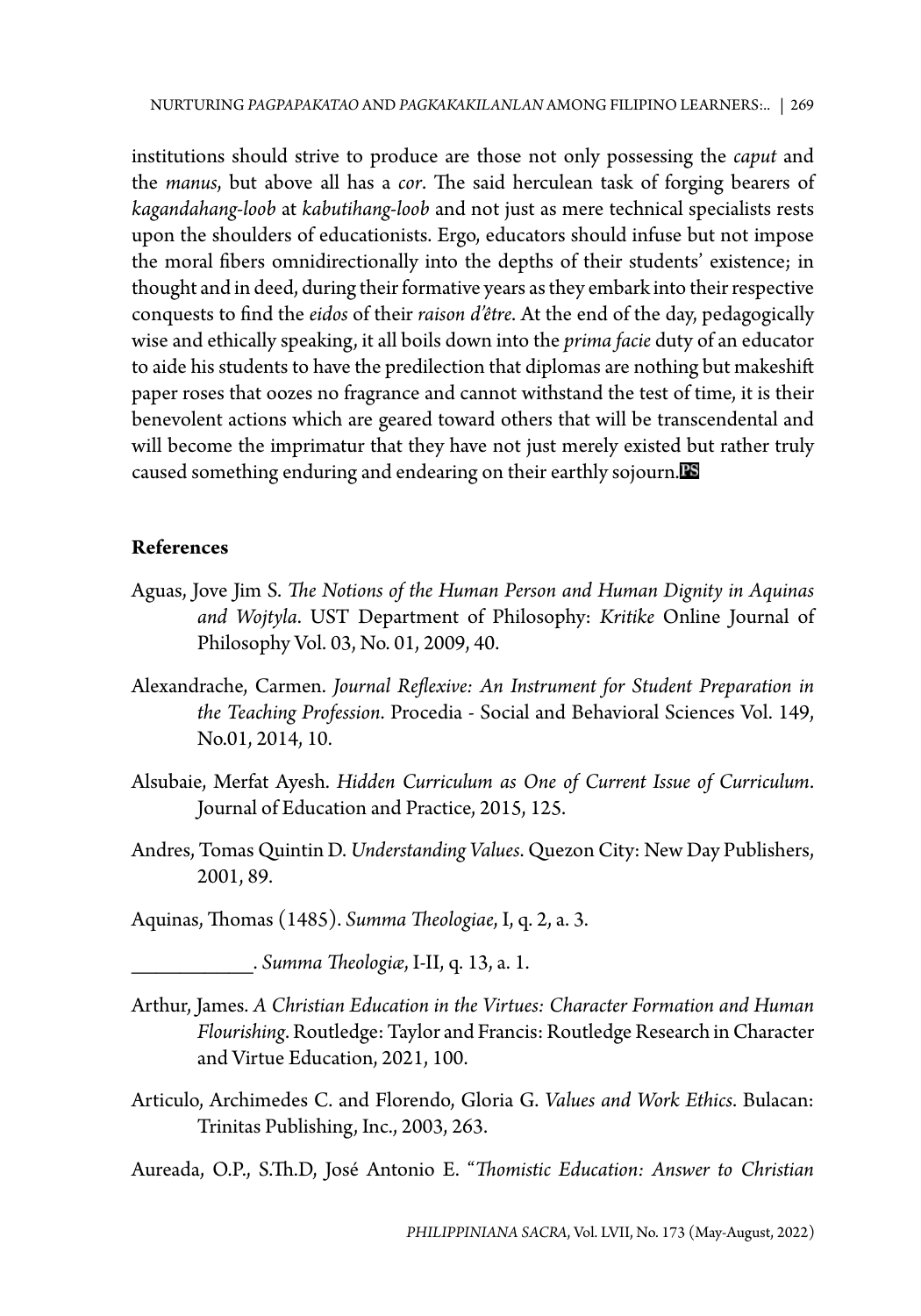institutions should strive to produce are those not only possessing the *caput* and the *manus*, but above all has a *cor*. The said herculean task of forging bearers of *kagandahang-loob* at *kabutihang-loob* and not just as mere technical specialists rests upon the shoulders of educationists. Ergo, educators should infuse but not impose the moral fibers omnidirectionally into the depths of their students' existence; in thought and in deed, during their formative years as they embark into their respective conquests to find the *eidos* of their *raison d'être*. At the end of the day, pedagogically wise and ethically speaking, it all boils down into the *prima facie* duty of an educator to aide his students to have the predilection that diplomas are nothing but makeshift paper roses that oozes no fragrance and cannot withstand the test of time, it is their benevolent actions which are geared toward others that will be transcendental and will become the imprimatur that they have not just merely existed but rather truly caused something enduring and endearing on their earthly sojourn.

**References**

Aguas, Jove Jim S. *The Notions of the Human Person and Human Dignity in Aquinas and Wojtyla*. UST Department of Philosophy: *Kritike* Online Journal of Philosophy Vol. 03, No. 01, 2009, 40.

Alexandrache, Carmen. *Journal Reflexive: An Instrument for Student Preparation in the Teaching Profession*. Procedia - Social and Behavioral Sciences Vol. 149, No.01, 2014, 10.

Alsubaie, Merfat Ayesh. *Hidden Curriculum as One of Current Issue of Curriculum*. Journal of Education and Practice, 2015, 125.

Andres, Tomas Quintin D. *Understanding Values*. Quezon City: New Day Publishers, 2001, 89.

Aquinas, Thomas (1485). *Summa Theologiae*, I, q. 2, a. 3.

\_\_\_\_\_\_\_\_\_\_\_\_. *Summa Theologiæ*, I-II, q. 13, a. 1.

Arthur, James. *A Christian Education in the Virtues: Character Formation and Human Flourishing*. Routledge: Taylor and Francis: Routledge Research in Character and Virtue Education, 2021, 100.

Articulo, Archimedes C. and Florendo, Gloria G. *Values and Work Ethics*. Bulacan: Trinitas Publishing, Inc., 2003, 263.

Aureada, O.P., S.Th.D, José Antonio E. "*Thomistic Education: Answer to Christian*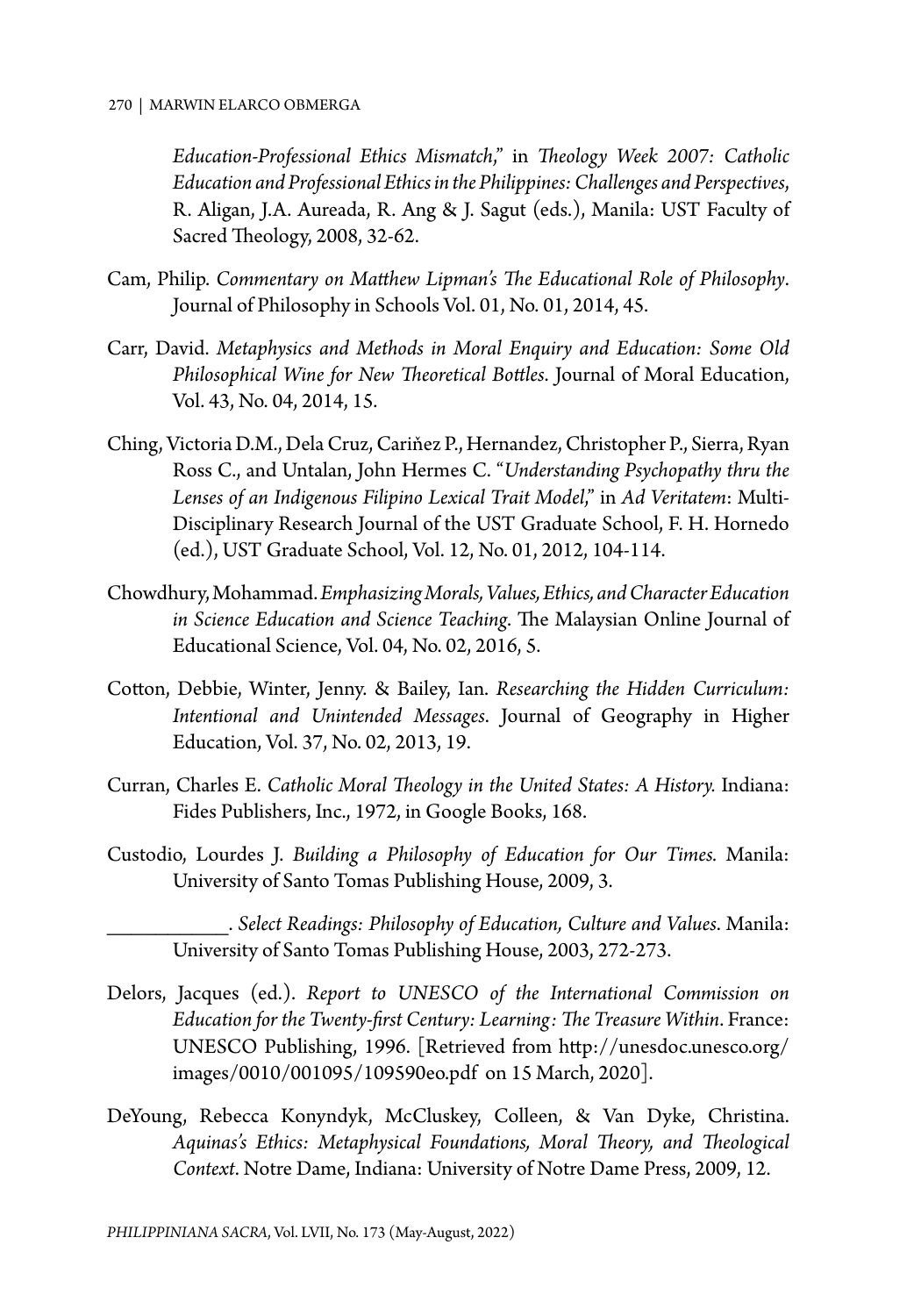*Education-Professional Ethics Mismatch*," in *Theology Week 2007: Catholic Education and Professional Ethics in the Philippines: Challenges and Perspectives*, R. Aligan, J.A. Aureada, R. Ang & J. Sagut (eds.), Manila: UST Faculty of Sacred Theology, 2008, 32-62.

Cam, Philip. *Commentary on Matthew Lipman's The Educational Role of Philosophy*. Journal of Philosophy in Schools Vol. 01, No. 01, 2014, 45.

Carr, David. *Metaphysics and Methods in Moral Enquiry and Education: Some Old Philosophical Wine for New Theoretical Bottles*. Journal of Moral Education, Vol. 43, No. 04, 2014, 15.

Ching, Victoria D.M., Dela Cruz, Cariňez P., Hernandez, Christopher P., Sierra, Ryan Ross C., and Untalan, John Hermes C. "*Understanding Psychopathy thru the Lenses of an Indigenous Filipino Lexical Trait Model*," in *Ad Veritatem*: Multi-Disciplinary Research Journal of the UST Graduate School, F. H. Hornedo (ed.), UST Graduate School, Vol. 12, No. 01, 2012, 104-114.

Chowdhury, Mohammad. *Emphasizing Morals, Values, Ethics, and Character Education in Science Education and Science Teaching*. The Malaysian Online Journal of Educational Science, Vol. 04, No. 02, 2016, 5.

Cotton, Debbie, Winter, Jenny. & Bailey, Ian. *Researching the Hidden Curriculum: Intentional and Unintended Messages*. Journal of Geography in Higher Education, Vol. 37, No. 02, 2013, 19.

Curran, Charles E. *Catholic Moral Theology in the United States: A History.* Indiana: Fides Publishers, Inc., 1972, in Google Books, 168.

Custodio, Lourdes J. *Building a Philosophy of Education for Our Times.* Manila: University of Santo Tomas Publishing House, 2009, 3.

___________. *Select Readings: Philosophy of Education, Culture and Values*. Manila: University of Santo Tomas Publishing House, 2003, 272-273.

Delors, Jacques (ed.). *Report to UNESCO of the International Commission on Education for the Twenty-first Century: Learning: The Treasure Within*. France: UNESCO Publishing, 1996. [Retrieved from http://unesdoc.unesco.org/images/0010/001095/109590eo.pdf on 15 March, 2020].

DeYoung, Rebecca Konyndyk, McCluskey, Colleen, & Van Dyke, Christina. *Aquinas's Ethics: Metaphysical Foundations, Moral Theory, and Theological Context*. Notre Dame, Indiana: University of Notre Dame Press, 2009, 12.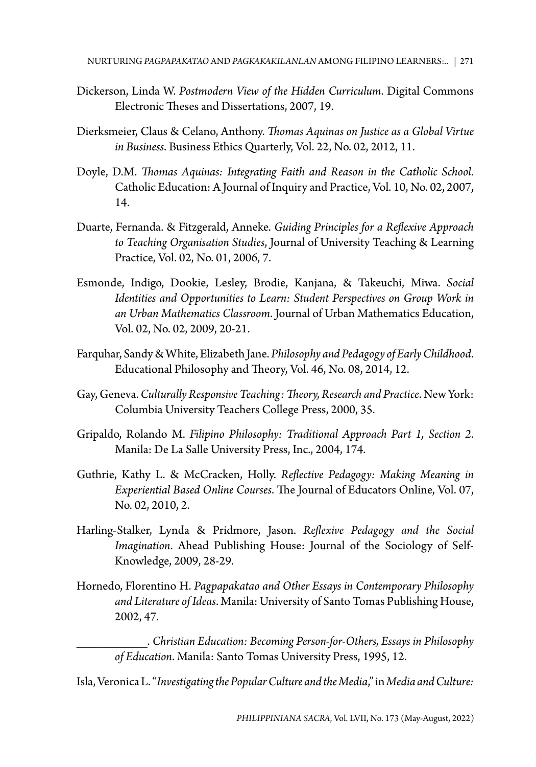Dickerson, Linda W. *Postmodern View of the Hidden Curriculum*. Digital Commons Electronic Theses and Dissertations, 2007, 19.

Dierksmeier, Claus & Celano, Anthony. *Thomas Aquinas on Justice as a Global Virtue in Business*. Business Ethics Quarterly, Vol. 22, No. 02, 2012, 11.

Doyle, D.M. *Thomas Aquinas: Integrating Faith and Reason in the Catholic School*. Catholic Education: A Journal of Inquiry and Practice, Vol. 10, No. 02, 2007, 14.

Duarte, Fernanda. & Fitzgerald, Anneke. *Guiding Principles for a Reflexive Approach to Teaching Organisation Studies*, Journal of University Teaching & Learning Practice, Vol. 02, No. 01, 2006, 7.

Esmonde, Indigo, Dookie, Lesley, Brodie, Kanjana, & Takeuchi, Miwa. *Social Identities and Opportunities to Learn: Student Perspectives on Group Work in an Urban Mathematics Classroom*. Journal of Urban Mathematics Education, Vol. 02, No. 02, 2009, 20-21.

Farquhar, Sandy & White, Elizabeth Jane. *Philosophy and Pedagogy of Early Childhood*. Educational Philosophy and Theory, Vol. 46, No. 08, 2014, 12.

Gay, Geneva. *Culturally Responsive Teaching: Theory, Research and Practice*. New York: Columbia University Teachers College Press, 2000, 35.

Gripaldo, Rolando M. *Filipino Philosophy: Traditional Approach Part 1, Section 2*. Manila: De La Salle University Press, Inc., 2004, 174.

Guthrie, Kathy L. & McCracken, Holly. *Reflective Pedagogy: Making Meaning in Experiential Based Online Courses*. The Journal of Educators Online, Vol. 07, No. 02, 2010, 2.

Harling-Stalker, Lynda & Pridmore, Jason. *Reflexive Pedagogy and the Social Imagination*. Ahead Publishing House: Journal of the Sociology of Self-Knowledge, 2009, 28-29.

Hornedo, Florentino H. *Pagpapakatao and Other Essays in Contemporary Philosophy and Literature of Ideas*. Manila: University of Santo Tomas Publishing House, 2002, 47.

\_\_\_\_\_\_\_\_\_\_\_\_. *Christian Education: Becoming Person-for-Others, Essays in Philosophy of Education*. Manila: Santo Tomas University Press, 1995, 12.

Isla, Veronica L. "*Investigating the Popular Culture and the Media*," in *Media and Culture:*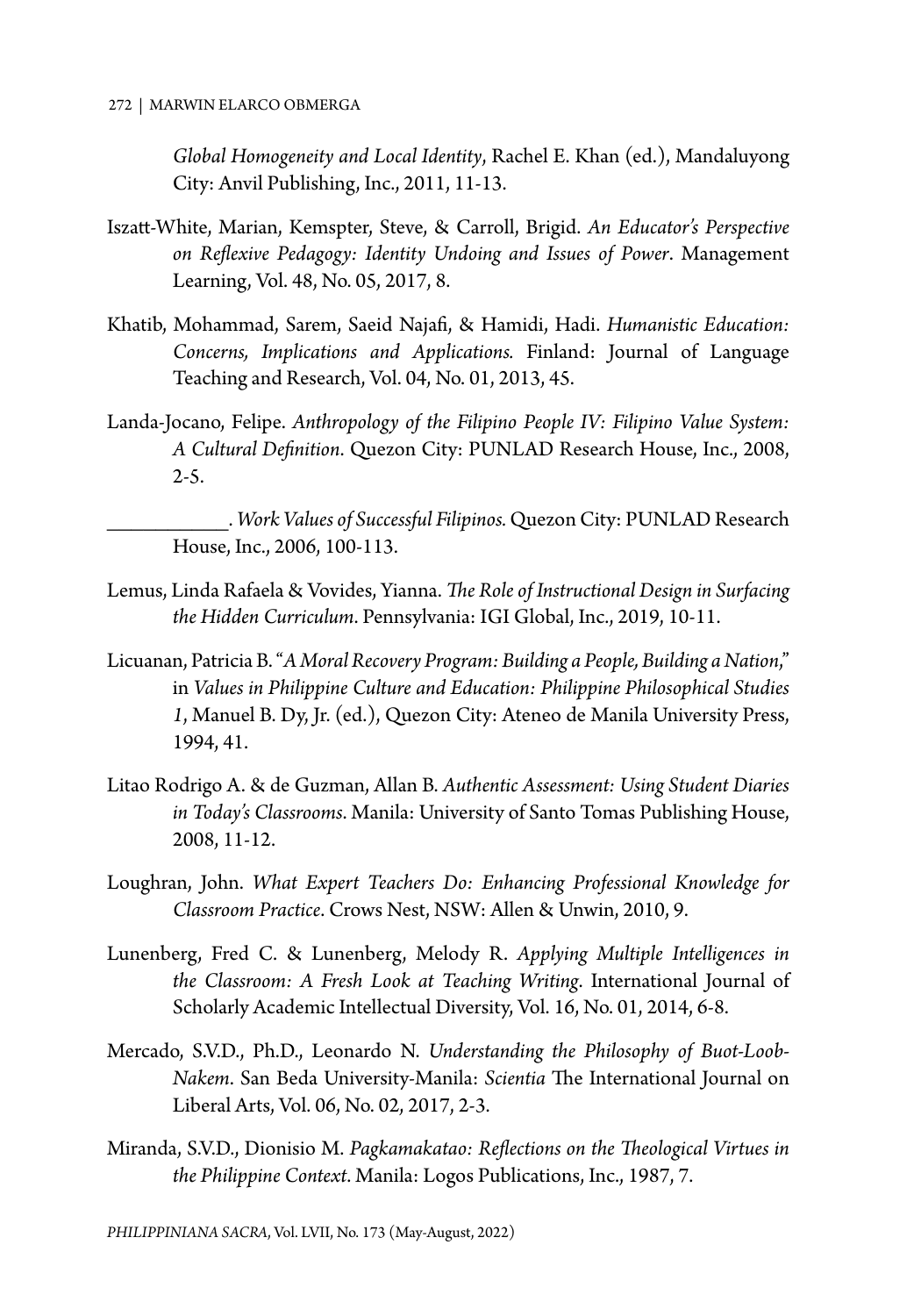*Global Homogeneity and Local Identity*, Rachel E. Khan (ed.), Mandaluyong City: Anvil Publishing, Inc., 2011, 11-13.

Iszatt-White, Marian, Kemspter, Steve, & Carroll, Brigid. *An Educator's Perspective on Reflexive Pedagogy: Identity Undoing and Issues of Power*. Management Learning, Vol. 48, No. 05, 2017, 8.

Khatib, Mohammad, Sarem, Saeid Najafi, & Hamidi, Hadi. *Humanistic Education: Concerns, Implications and Applications.* Finland: Journal of Language Teaching and Research, Vol. 04, No. 01, 2013, 45.

Landa-Jocano, Felipe. *Anthropology of the Filipino People IV: Filipino Value System: A Cultural Definition.* Quezon City: PUNLAD Research House, Inc., 2008, 2-5.

\_\_\_\_\_\_\_\_\_\_\_\_. *Work Values of Successful Filipinos.* Quezon City: PUNLAD Research House, Inc., 2006, 100-113.

Lemus, Linda Rafaela & Vovides, Yianna. *The Role of Instructional Design in Surfacing the Hidden Curriculum*. Pennsylvania: IGI Global, Inc., 2019, 10-11.

Licuanan, Patricia B. "*A Moral Recovery Program: Building a People, Building a Nation*," in *Values in Philippine Culture and Education: Philippine Philosophical Studies 1*, Manuel B. Dy, Jr. (ed.), Quezon City: Ateneo de Manila University Press, 1994, 41.

Litao Rodrigo A. & de Guzman, Allan B. *Authentic Assessment: Using Student Diaries in Today's Classrooms*. Manila: University of Santo Tomas Publishing House, 2008, 11-12.

Loughran, John. *What Expert Teachers Do: Enhancing Professional Knowledge for Classroom Practice*. Crows Nest, NSW: Allen & Unwin, 2010, 9.

Lunenberg, Fred C. & Lunenberg, Melody R. *Applying Multiple Intelligences in the Classroom: A Fresh Look at Teaching Writing*. International Journal of Scholarly Academic Intellectual Diversity, Vol. 16, No. 01, 2014, 6-8.

Mercado, S.V.D., Ph.D., Leonardo N. *Understanding the Philosophy of Buot-Loob-Nakem*. San Beda University-Manila: *Scientia* The International Journal on Liberal Arts, Vol. 06, No. 02, 2017, 2-3.

Miranda, S.V.D., Dionisio M. *Pagkamakatao: Reflections on the Theological Virtues in the Philippine Context*. Manila: Logos Publications, Inc., 1987, 7.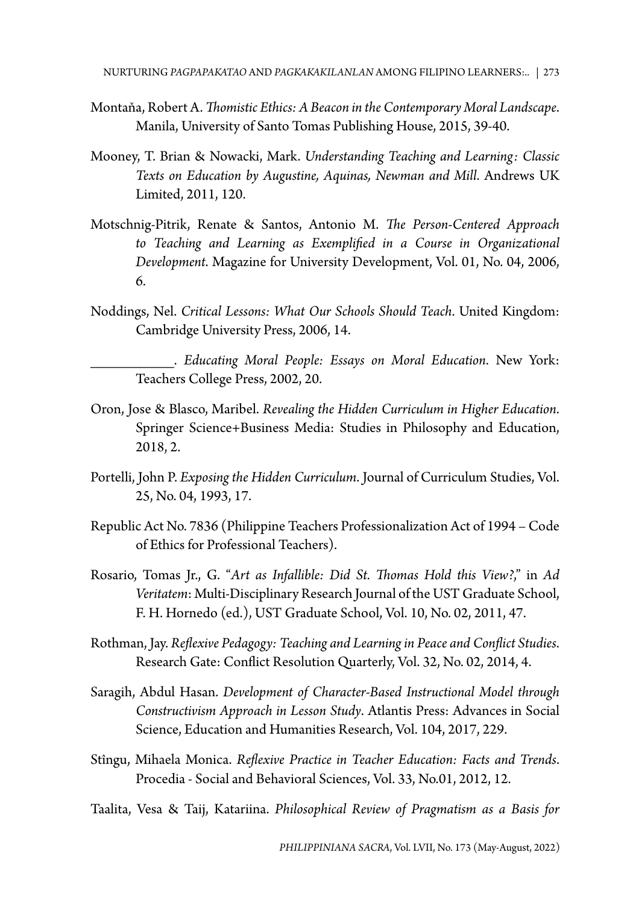Montaňa, Robert A. *Thomistic Ethics: A Beacon in the Contemporary Moral Landscape*. Manila, University of Santo Tomas Publishing House, 2015, 39-40.

Mooney, T. Brian & Nowacki, Mark. *Understanding Teaching and Learning: Classic Texts on Education by Augustine, Aquinas, Newman and Mill*. Andrews UK Limited, 2011, 120.

Motschnig-Pitrik, Renate & Santos, Antonio M. *The Person-Centered Approach to Teaching and Learning as Exemplified in a Course in Organizational Development*. Magazine for University Development, Vol. 01, No. 04, 2006, 6.

Noddings, Nel. *Critical Lessons: What Our Schools Should Teach*. United Kingdom: Cambridge University Press, 2006, 14.

\_\_\_\_\_\_\_\_\_\_\_\_. *Educating Moral People: Essays on Moral Education*. New York: Teachers College Press, 2002, 20.

Oron, Jose & Blasco, Maribel. *Revealing the Hidden Curriculum in Higher Education*. Springer Science+Business Media: Studies in Philosophy and Education, 2018, 2.

Portelli, John P. *Exposing the Hidden Curriculum*. Journal of Curriculum Studies, Vol. 25, No. 04, 1993, 17.

Republic Act No. 7836 (Philippine Teachers Professionalization Act of 1994 – Code of Ethics for Professional Teachers).

Rosario, Tomas Jr., G. "*Art as Infallible: Did St. Thomas Hold this View?*," in *Ad Veritatem*: Multi-Disciplinary Research Journal of the UST Graduate School, F. H. Hornedo (ed.), UST Graduate School, Vol. 10, No. 02, 2011, 47.

Rothman, Jay. *Reflexive Pedagogy: Teaching and Learning in Peace and Conflict Studies*. Research Gate: Conflict Resolution Quarterly, Vol. 32, No. 02, 2014, 4.

Saragih, Abdul Hasan. *Development of Character-Based Instructional Model through Constructivism Approach in Lesson Study*. Atlantis Press: Advances in Social Science, Education and Humanities Research, Vol. 104, 2017, 229.

Stîngu, Mihaela Monica. *Reflexive Practice in Teacher Education: Facts and Trends*. Procedia - Social and Behavioral Sciences, Vol. 33, No.01, 2012, 12.

Taalita, Vesa & Taij, Katariina. *Philosophical Review of Pragmatism as a Basis for*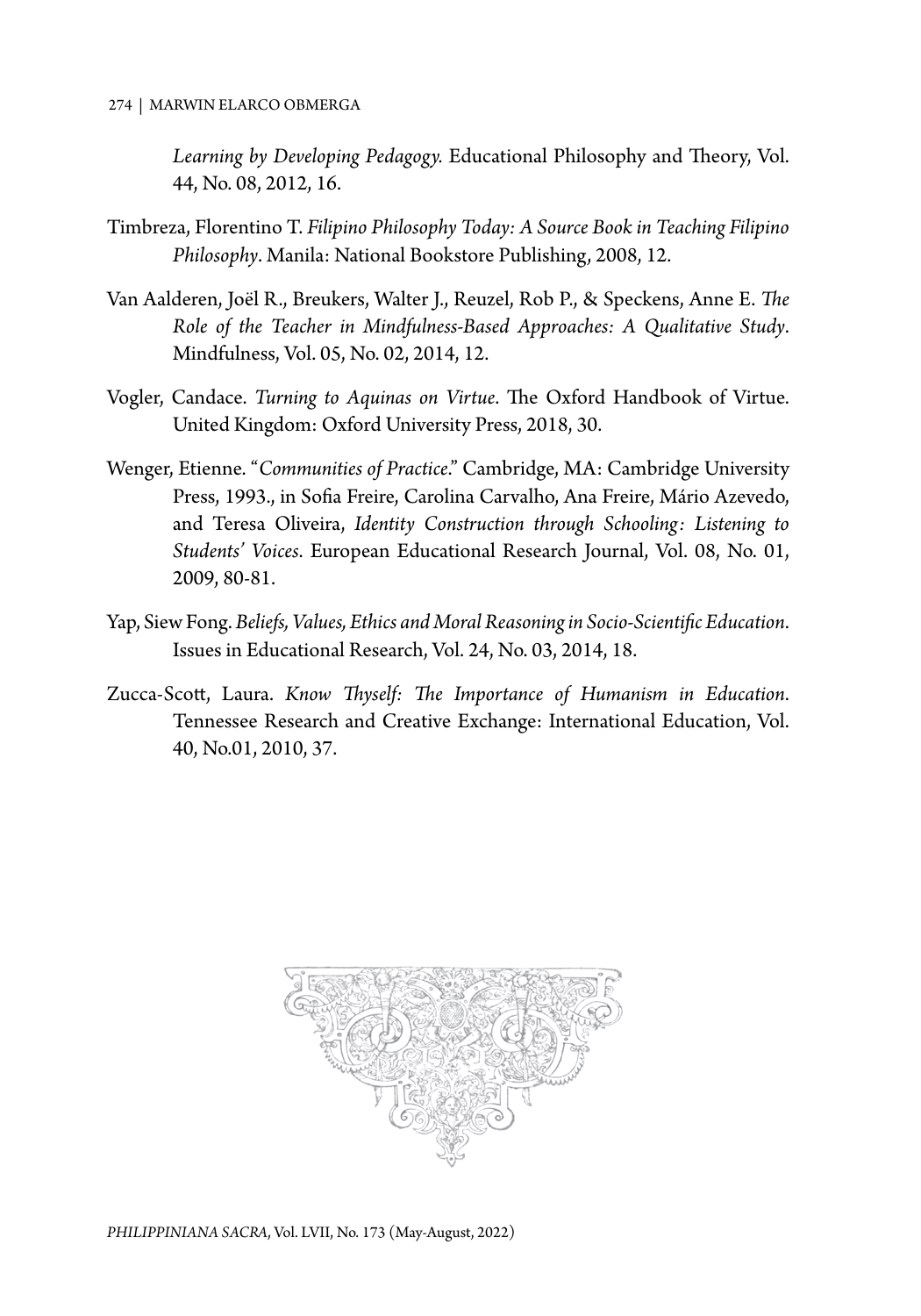*Learning by Developing Pedagogy.* Educational Philosophy and Theory, Vol. 44, No. 08, 2012, 16.

Timbreza, Florentino T. *Filipino Philosophy Today: A Source Book in Teaching Filipino Philosophy*. Manila: National Bookstore Publishing, 2008, 12.

Van Aalderen, Joël R., Breukers, Walter J., Reuzel, Rob P., & Speckens, Anne E. *The Role of the Teacher in Mindfulness-Based Approaches: A Qualitative Study*. Mindfulness, Vol. 05, No. 02, 2014, 12.

Vogler, Candace. *Turning to Aquinas on Virtue*. The Oxford Handbook of Virtue. United Kingdom: Oxford University Press, 2018, 30.

Wenger, Etienne. "*Communities of Practice*." Cambridge, MA: Cambridge University Press, 1993., in Sofia Freire, Carolina Carvalho, Ana Freire, Mário Azevedo, and Teresa Oliveira, *Identity Construction through Schooling: Listening to Students' Voices*. European Educational Research Journal, Vol. 08, No. 01, 2009, 80-81.

Yap, Siew Fong. *Beliefs, Values, Ethics and Moral Reasoning in Socio-Scientific Education*. Issues in Educational Research, Vol. 24, No. 03, 2014, 18.

Zucca-Scott, Laura. *Know Thyself: The Importance of Humanism in Education*. Tennessee Research and Creative Exchange: International Education, Vol. 40, No.01, 2010, 37.